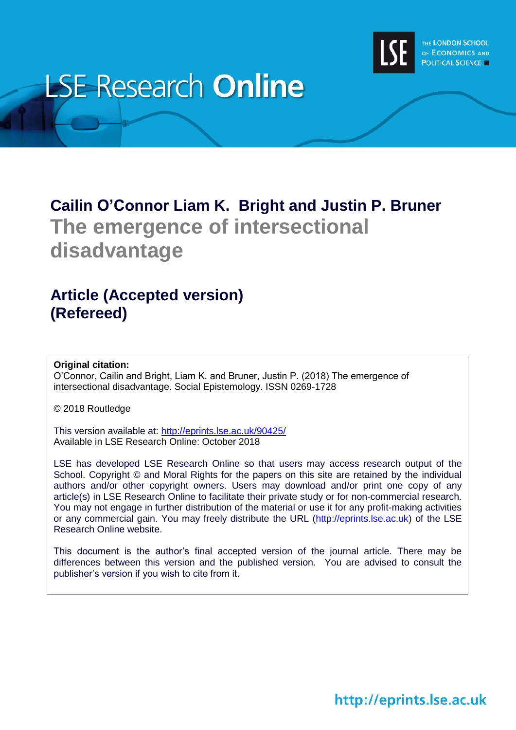# LSE Research **Online**

**Cailin O'Connor Liam K. Bright and Justin P. Bruner**

## The emergence of intersectional disadvantage

**Article (Accepted version)**
**(Refereed)**

**Original citation:**
O'Connor, Cailin and Bright, Liam K. and Bruner, Justin P. (2018) The emergence of intersectional disadvantage. Social Epistemology. ISSN 0269-1728

© 2018 Routledge

This version available at: http://eprints.lse.ac.uk/90425/
Available in LSE Research Online: October 2018

LSE has developed LSE Research Online so that users may access research output of the School. Copyright © and Moral Rights for the papers on this site are retained by the individual authors and/or other copyright owners. Users may download and/or print one copy of any article(s) in LSE Research Online to facilitate their private study or for non-commercial research. You may not engage in further distribution of the material or use it for any profit-making activities or any commercial gain. You may freely distribute the URL (http://eprints.lse.ac.uk) of the LSE Research Online website.

This document is the author's final accepted version of the journal article. There may be differences between this version and the published version. You are advised to consult the publisher's version if you wish to cite from it.

http://eprints.lse.ac.uk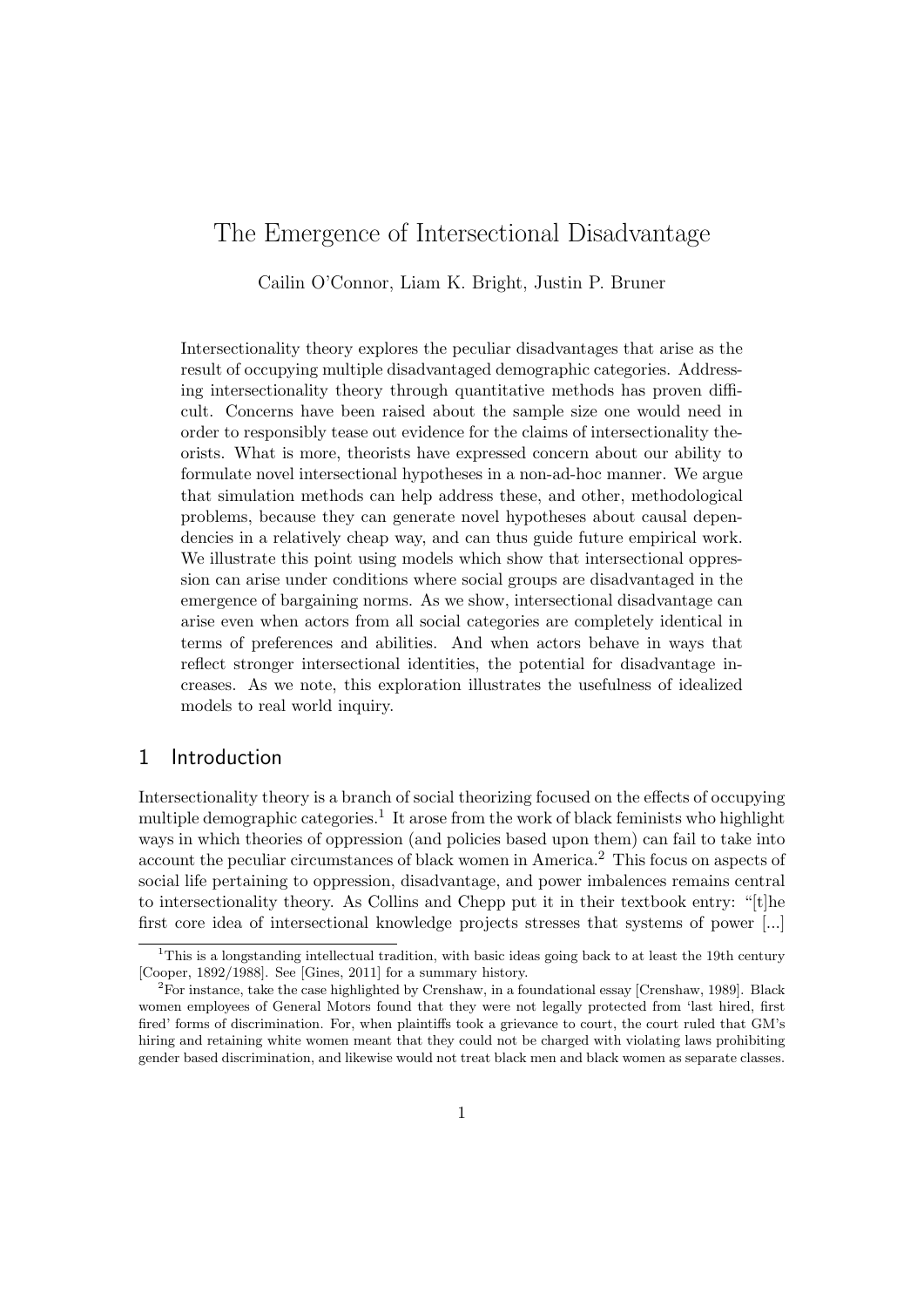# The Emergence of Intersectional Disadvantage

Cailin O'Connor, Liam K. Bright, Justin P. Bruner

Intersectionality theory explores the peculiar disadvantages that arise as the result of occupying multiple disadvantaged demographic categories. Addressing intersectionality theory through quantitative methods has proven difficult. Concerns have been raised about the sample size one would need in order to responsibly tease out evidence for the claims of intersectionality theorists. What is more, theorists have expressed concern about our ability to formulate novel intersectional hypotheses in a non-ad-hoc manner. We argue that simulation methods can help address these, and other, methodological problems, because they can generate novel hypotheses about causal dependencies in a relatively cheap way, and can thus guide future empirical work. We illustrate this point using models which show that intersectional oppression can arise under conditions where social groups are disadvantaged in the emergence of bargaining norms. As we show, intersectional disadvantage can arise even when actors from all social categories are completely identical in terms of preferences and abilities. And when actors behave in ways that reflect stronger intersectional identities, the potential for disadvantage increases. As we note, this exploration illustrates the usefulness of idealized models to real world inquiry.

## 1 Introduction

Intersectionality theory is a branch of social theorizing focused on the effects of occupying multiple demographic categories.[1] It arose from the work of black feminists who highlight ways in which theories of oppression (and policies based upon them) can fail to take into account the peculiar circumstances of black women in America.[2] This focus on aspects of social life pertaining to oppression, disadvantage, and power imbalences remains central to intersectionality theory. As Collins and Chepp put it in their textbook entry: "[t]he first core idea of intersectional knowledge projects stresses that systems of power [...]

[1] This is a longstanding intellectual tradition, with basic ideas going back to at least the 19th century [Cooper, 1892/1988]. See [Gines, 2011] for a summary history.

[2] For instance, take the case highlighted by Crenshaw, in a foundational essay [Crenshaw, 1989]. Black women employees of General Motors found that they were not legally protected from 'last hired, first fired' forms of discrimination. For, when plaintiffs took a grievance to court, the court ruled that GM's hiring and retaining white women meant that they could not be charged with violating laws prohibiting gender based discrimination, and likewise would not treat black men and black women as separate classes.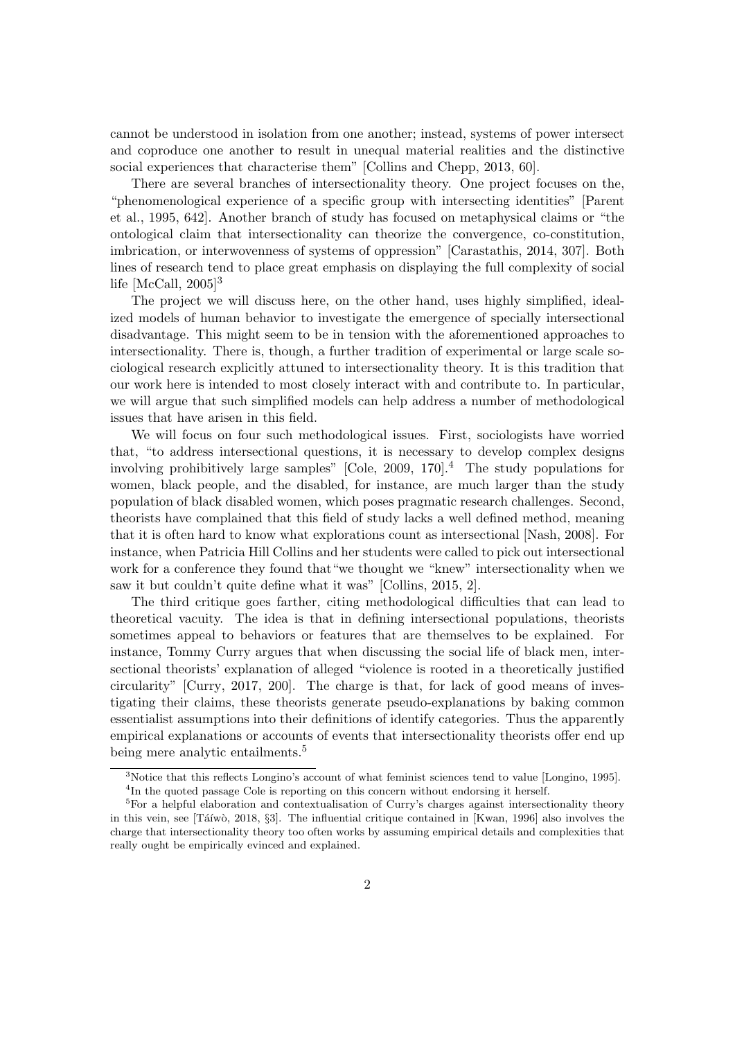cannot be understood in isolation from one another; instead, systems of power intersect and coproduce one another to result in unequal material realities and the distinctive social experiences that characterise them" [Collins and Chepp, 2013, 60].

There are several branches of intersectionality theory. One project focuses on the, "phenomenological experience of a specific group with intersecting identities" [Parent et al., 1995, 642]. Another branch of study has focused on metaphysical claims or "the ontological claim that intersectionality can theorize the convergence, co-constitution, imbrication, or interwovenness of systems of oppression" [Carastathis, 2014, 307]. Both lines of research tend to place great emphasis on displaying the full complexity of social life [McCall, 2005][3]

The project we will discuss here, on the other hand, uses highly simplified, idealized models of human behavior to investigate the emergence of specially intersectional disadvantage. This might seem to be in tension with the aforementioned approaches to intersectionality. There is, though, a further tradition of experimental or large scale sociological research explicitly attuned to intersectionality theory. It is this tradition that our work here is intended to most closely interact with and contribute to. In particular, we will argue that such simplified models can help address a number of methodological issues that have arisen in this field.

We will focus on four such methodological issues. First, sociologists have worried that, "to address intersectional questions, it is necessary to develop complex designs involving prohibitively large samples" [Cole, 2009, 170].[4] The study populations for women, black people, and the disabled, for instance, are much larger than the study population of black disabled women, which poses pragmatic research challenges. Second, theorists have complained that this field of study lacks a well defined method, meaning that it is often hard to know what explorations count as intersectional [Nash, 2008]. For instance, when Patricia Hill Collins and her students were called to pick out intersectional work for a conference they found that"we thought we "knew" intersectionality when we saw it but couldn't quite define what it was" [Collins, 2015, 2].

The third critique goes farther, citing methodological difficulties that can lead to theoretical vacuity. The idea is that in defining intersectional populations, theorists sometimes appeal to behaviors or features that are themselves to be explained. For instance, Tommy Curry argues that when discussing the social life of black men, intersectional theorists' explanation of alleged "violence is rooted in a theoretically justified circularity" [Curry, 2017, 200]. The charge is that, for lack of good means of investigating their claims, these theorists generate pseudo-explanations by baking common essentialist assumptions into their definitions of identify categories. Thus the apparently empirical explanations or accounts of events that intersectionality theorists offer end up being mere analytic entailments.[5]

[3] Notice that this reflects Longino's account of what feminist sciences tend to value [Longino, 1995].

[4] In the quoted passage Cole is reporting on this concern without endorsing it herself.

[5] For a helpful elaboration and contextualisation of Curry's charges against intersectionality theory in this vein, see [Táíwò, 2018, §3]. The influential critique contained in [Kwan, 1996] also involves the charge that intersectionality theory too often works by assuming empirical details and complexities that really ought be empirically evinced and explained.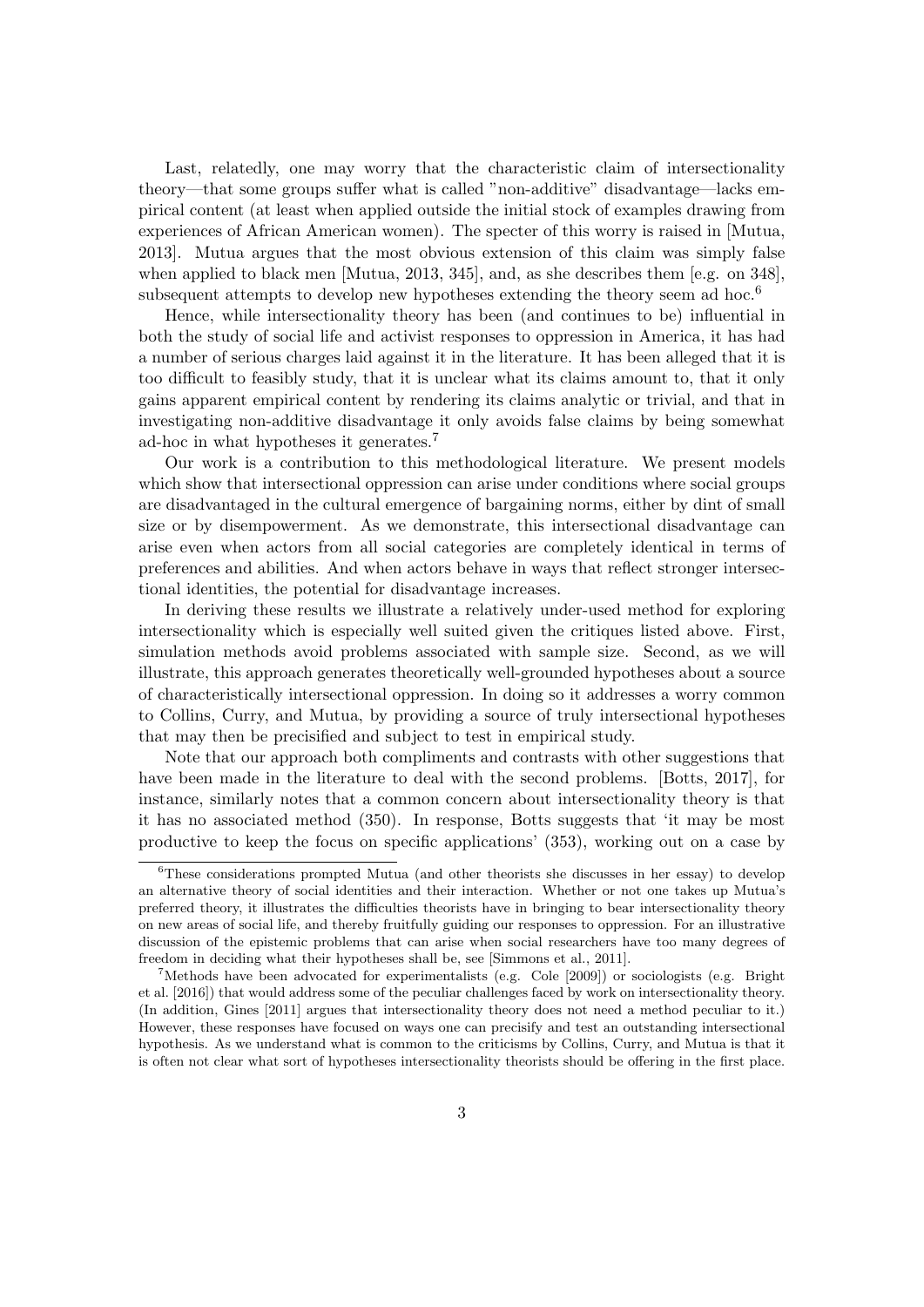Last, relatedly, one may worry that the characteristic claim of intersectionality theory—that some groups suffer what is called "non-additive" disadvantage—lacks empirical content (at least when applied outside the initial stock of examples drawing from experiences of African American women). The specter of this worry is raised in [Mutua, 2013]. Mutua argues that the most obvious extension of this claim was simply false when applied to black men [Mutua, 2013, 345], and, as she describes them [e.g. on 348], subsequent attempts to develop new hypotheses extending the theory seem ad hoc.[6]

Hence, while intersectionality theory has been (and continues to be) influential in both the study of social life and activist responses to oppression in America, it has had a number of serious charges laid against it in the literature. It has been alleged that it is too difficult to feasibly study, that it is unclear what its claims amount to, that it only gains apparent empirical content by rendering its claims analytic or trivial, and that in investigating non-additive disadvantage it only avoids false claims by being somewhat ad-hoc in what hypotheses it generates.[7]

Our work is a contribution to this methodological literature. We present models which show that intersectional oppression can arise under conditions where social groups are disadvantaged in the cultural emergence of bargaining norms, either by dint of small size or by disempowerment. As we demonstrate, this intersectional disadvantage can arise even when actors from all social categories are completely identical in terms of preferences and abilities. And when actors behave in ways that reflect stronger intersectional identities, the potential for disadvantage increases.

In deriving these results we illustrate a relatively under-used method for exploring intersectionality which is especially well suited given the critiques listed above. First, simulation methods avoid problems associated with sample size. Second, as we will illustrate, this approach generates theoretically well-grounded hypotheses about a source of characteristically intersectional oppression. In doing so it addresses a worry common to Collins, Curry, and Mutua, by providing a source of truly intersectional hypotheses that may then be precisified and subject to test in empirical study.

Note that our approach both compliments and contrasts with other suggestions that have been made in the literature to deal with the second problems. [Botts, 2017], for instance, similarly notes that a common concern about intersectionality theory is that it has no associated method (350). In response, Botts suggests that 'it may be most productive to keep the focus on specific applications' (353), working out on a case by

---

[6]These considerations prompted Mutua (and other theorists she discusses in her essay) to develop an alternative theory of social identities and their interaction. Whether or not one takes up Mutua's preferred theory, it illustrates the difficulties theorists have in bringing to bear intersectionality theory on new areas of social life, and thereby fruitfully guiding our responses to oppression. For an illustrative discussion of the epistemic problems that can arise when social researchers have too many degrees of freedom in deciding what their hypotheses shall be, see [Simmons et al., 2011].

[7]Methods have been advocated for experimentalists (e.g. Cole [2009]) or sociologists (e.g. Bright et al. [2016]) that would address some of the peculiar challenges faced by work on intersectionality theory. (In addition, Gines [2011] argues that intersectionality theory does not need a method peculiar to it.) However, these responses have focused on ways one can precisify and test an outstanding intersectional hypothesis. As we understand what is common to the criticisms by Collins, Curry, and Mutua is that it is often not clear what sort of hypotheses intersectionality theorists should be offering in the first place.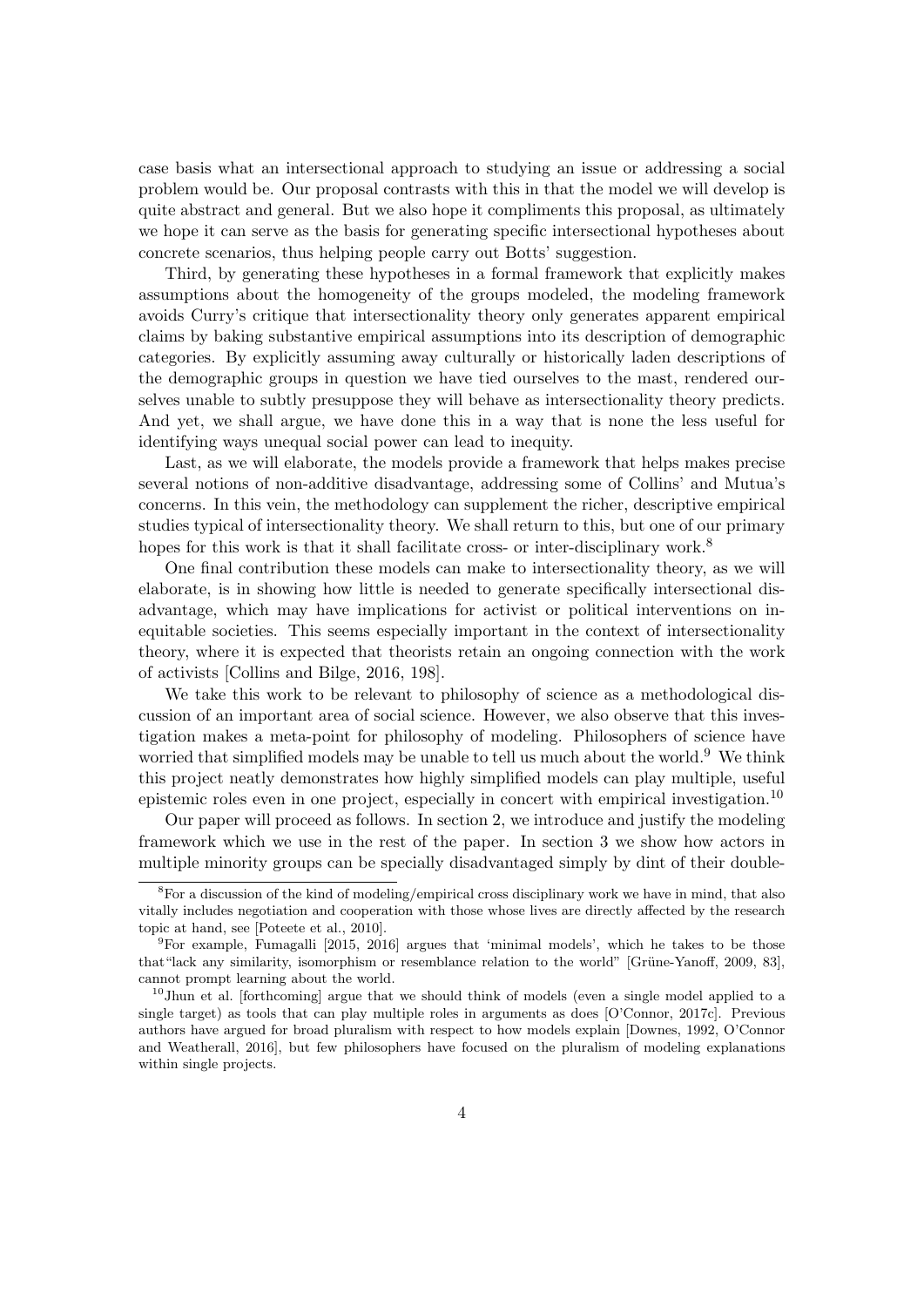case basis what an intersectional approach to studying an issue or addressing a social problem would be. Our proposal contrasts with this in that the model we will develop is quite abstract and general. But we also hope it compliments this proposal, as ultimately we hope it can serve as the basis for generating specific intersectional hypotheses about concrete scenarios, thus helping people carry out Botts' suggestion.

Third, by generating these hypotheses in a formal framework that explicitly makes assumptions about the homogeneity of the groups modeled, the modeling framework avoids Curry's critique that intersectionality theory only generates apparent empirical claims by baking substantive empirical assumptions into its description of demographic categories. By explicitly assuming away culturally or historically laden descriptions of the demographic groups in question we have tied ourselves to the mast, rendered ourselves unable to subtly presuppose they will behave as intersectionality theory predicts. And yet, we shall argue, we have done this in a way that is none the less useful for identifying ways unequal social power can lead to inequity.

Last, as we will elaborate, the models provide a framework that helps makes precise several notions of non-additive disadvantage, addressing some of Collins' and Mutua's concerns. In this vein, the methodology can supplement the richer, descriptive empirical studies typical of intersectionality theory. We shall return to this, but one of our primary hopes for this work is that it shall facilitate cross- or inter-disciplinary work.[8]

One final contribution these models can make to intersectionality theory, as we will elaborate, is in showing how little is needed to generate specifically intersectional disadvantage, which may have implications for activist or political interventions on inequitable societies. This seems especially important in the context of intersectionality theory, where it is expected that theorists retain an ongoing connection with the work of activists [Collins and Bilge, 2016, 198].

We take this work to be relevant to philosophy of science as a methodological discussion of an important area of social science. However, we also observe that this investigation makes a meta-point for philosophy of modeling. Philosophers of science have worried that simplified models may be unable to tell us much about the world.[9] We think this project neatly demonstrates how highly simplified models can play multiple, useful epistemic roles even in one project, especially in concert with empirical investigation.[10]

Our paper will proceed as follows. In section 2, we introduce and justify the modeling framework which we use in the rest of the paper. In section 3 we show how actors in multiple minority groups can be specially disadvantaged simply by dint of their double-

[8] For a discussion of the kind of modeling/empirical cross disciplinary work we have in mind, that also vitally includes negotiation and cooperation with those whose lives are directly affected by the research topic at hand, see [Poteete et al., 2010].

[9] For example, Fumagalli [2015, 2016] argues that 'minimal models', which he takes to be those that"lack any similarity, isomorphism or resemblance relation to the world" [Grüne-Yanoff, 2009, 83], cannot prompt learning about the world.

[10] Jhun et al. [forthcoming] argue that we should think of models (even a single model applied to a single target) as tools that can play multiple roles in arguments as does [O'Connor, 2017c]. Previous authors have argued for broad pluralism with respect to how models explain [Downes, 1992, O'Connor and Weatherall, 2016], but few philosophers have focused on the pluralism of modeling explanations within single projects.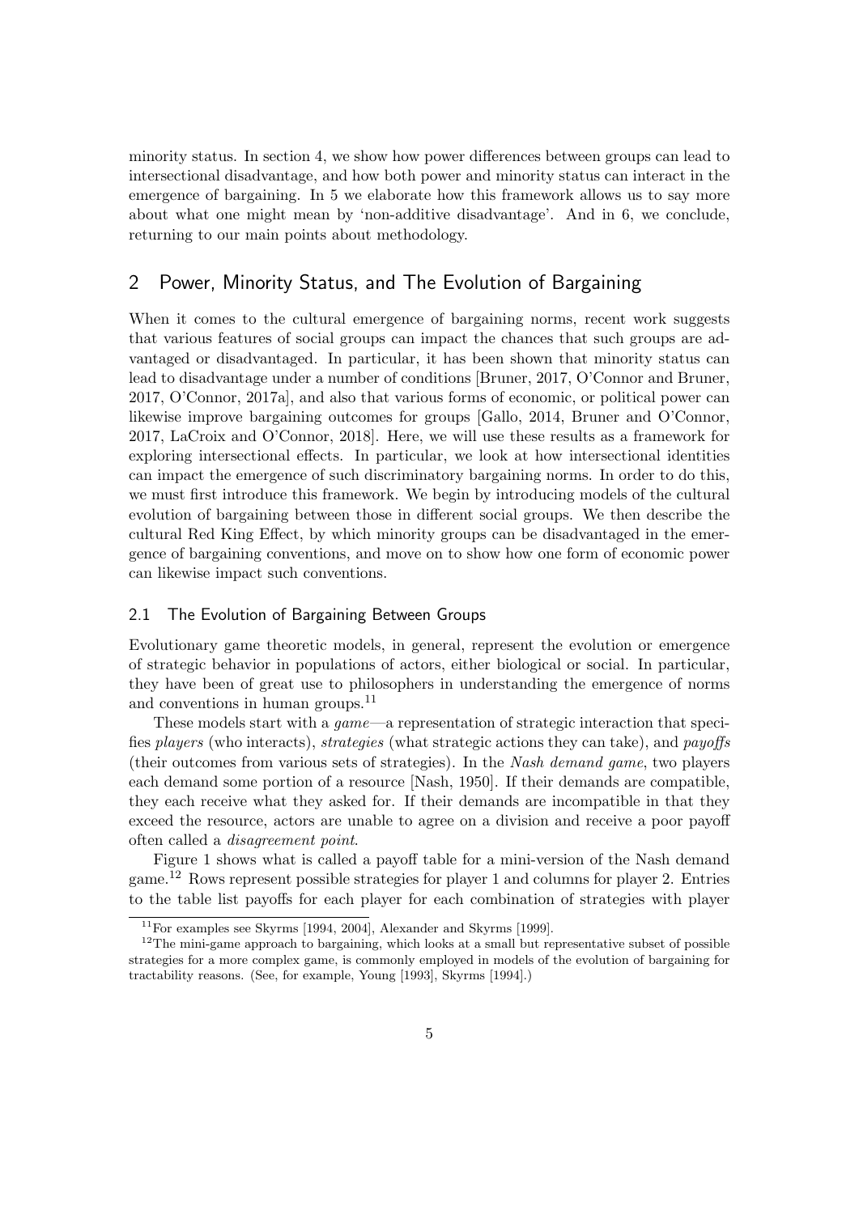minority status. In section 4, we show how power differences between groups can lead to intersectional disadvantage, and how both power and minority status can interact in the emergence of bargaining. In 5 we elaborate how this framework allows us to say more about what one might mean by 'non-additive disadvantage'. And in 6, we conclude, returning to our main points about methodology.

## 2 Power, Minority Status, and The Evolution of Bargaining

When it comes to the cultural emergence of bargaining norms, recent work suggests that various features of social groups can impact the chances that such groups are advantaged or disadvantaged. In particular, it has been shown that minority status can lead to disadvantage under a number of conditions [Bruner, 2017, O'Connor and Bruner, 2017, O'Connor, 2017a], and also that various forms of economic, or political power can likewise improve bargaining outcomes for groups [Gallo, 2014, Bruner and O'Connor, 2017, LaCroix and O'Connor, 2018]. Here, we will use these results as a framework for exploring intersectional effects. In particular, we look at how intersectional identities can impact the emergence of such discriminatory bargaining norms. In order to do this, we must first introduce this framework. We begin by introducing models of the cultural evolution of bargaining between those in different social groups. We then describe the cultural Red King Effect, by which minority groups can be disadvantaged in the emergence of bargaining conventions, and move on to show how one form of economic power can likewise impact such conventions.

### 2.1 The Evolution of Bargaining Between Groups

Evolutionary game theoretic models, in general, represent the evolution or emergence of strategic behavior in populations of actors, either biological or social. In particular, they have been of great use to philosophers in understanding the emergence of norms and conventions in human groups.[11]

These models start with a *game*—a representation of strategic interaction that specifies *players* (who interacts), *strategies* (what strategic actions they can take), and *payoffs* (their outcomes from various sets of strategies). In the *Nash demand game*, two players each demand some portion of a resource [Nash, 1950]. If their demands are compatible, they each receive what they asked for. If their demands are incompatible in that they exceed the resource, actors are unable to agree on a division and receive a poor payoff often called a *disagreement point*.

Figure 1 shows what is called a payoff table for a mini-version of the Nash demand game.[12] Rows represent possible strategies for player 1 and columns for player 2. Entries to the table list payoffs for each player for each combination of strategies with player

[11] For examples see Skyrms [1994, 2004], Alexander and Skyrms [1999].

[12] The mini-game approach to bargaining, which looks at a small but representative subset of possible strategies for a more complex game, is commonly employed in models of the evolution of bargaining for tractability reasons. (See, for example, Young [1993], Skyrms [1994].)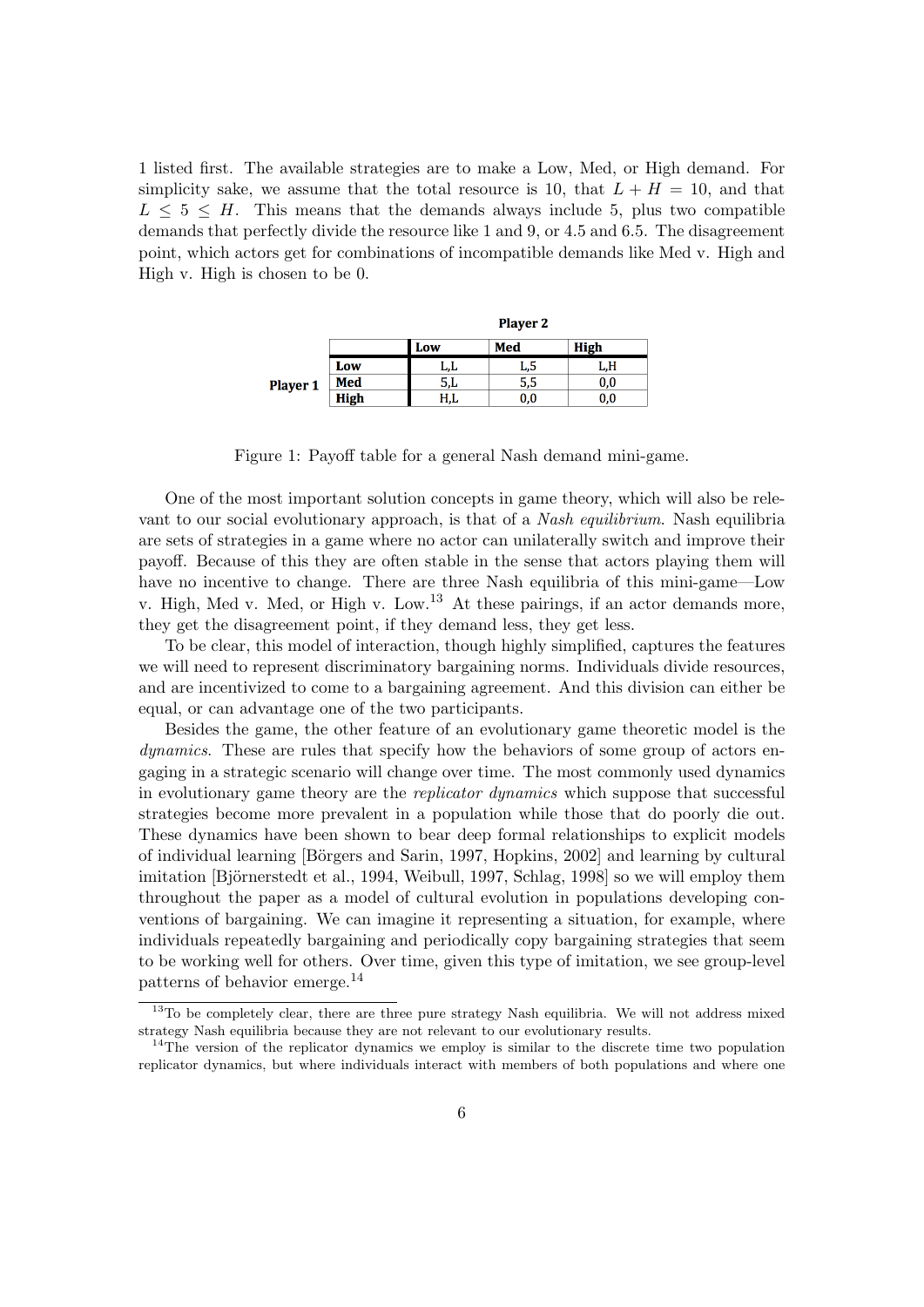1 listed first. The available strategies are to make a Low, Med, or High demand. For simplicity sake, we assume that the total resource is 10, that $L + H = 10$, and that $L \leq 5 \leq H$. This means that the demands always include 5, plus two compatible demands that perfectly divide the resource like 1 and 9, or 4.5 and 6.5. The disagreement point, which actors get for combinations of incompatible demands like Med v. High and High v. High is chosen to be 0.

| | | Player 2 | | |
|---|---|---|---|---|
| | | **Low** | **Med** | **High** |
| **Player 1** | **Low** | L,L | L,5 | L,H |
| | **Med** | 5,L | 5,5 | 0,0 |
| | **High** | H,L | 0,0 | 0,0 |

Figure 1: Payoff table for a general Nash demand mini-game.

One of the most important solution concepts in game theory, which will also be relevant to our social evolutionary approach, is that of a *Nash equilibrium*. Nash equilibria are sets of strategies in a game where no actor can unilaterally switch and improve their payoff. Because of this they are often stable in the sense that actors playing them will have no incentive to change. There are three Nash equilibria of this mini-game—Low v. High, Med v. Med, or High v. Low.[13] At these pairings, if an actor demands more, they get the disagreement point, if they demand less, they get less.

To be clear, this model of interaction, though highly simplified, captures the features we will need to represent discriminatory bargaining norms. Individuals divide resources, and are incentivized to come to a bargaining agreement. And this division can either be equal, or can advantage one of the two participants.

Besides the game, the other feature of an evolutionary game theoretic model is the *dynamics*. These are rules that specify how the behaviors of some group of actors engaging in a strategic scenario will change over time. The most commonly used dynamics in evolutionary game theory are the *replicator dynamics* which suppose that successful strategies become more prevalent in a population while those that do poorly die out. These dynamics have been shown to bear deep formal relationships to explicit models of individual learning [Börgers and Sarin, 1997, Hopkins, 2002] and learning by cultural imitation [Björnerstedt et al., 1994, Weibull, 1997, Schlag, 1998] so we will employ them throughout the paper as a model of cultural evolution in populations developing conventions of bargaining. We can imagine it representing a situation, for example, where individuals repeatedly bargaining and periodically copy bargaining strategies that seem to be working well for others. Over time, given this type of imitation, we see group-level patterns of behavior emerge.[14]

[13] To be completely clear, there are three pure strategy Nash equilibria. We will not address mixed strategy Nash equilibria because they are not relevant to our evolutionary results.

[14] The version of the replicator dynamics we employ is similar to the discrete time two population replicator dynamics, but where individuals interact with members of both populations and where one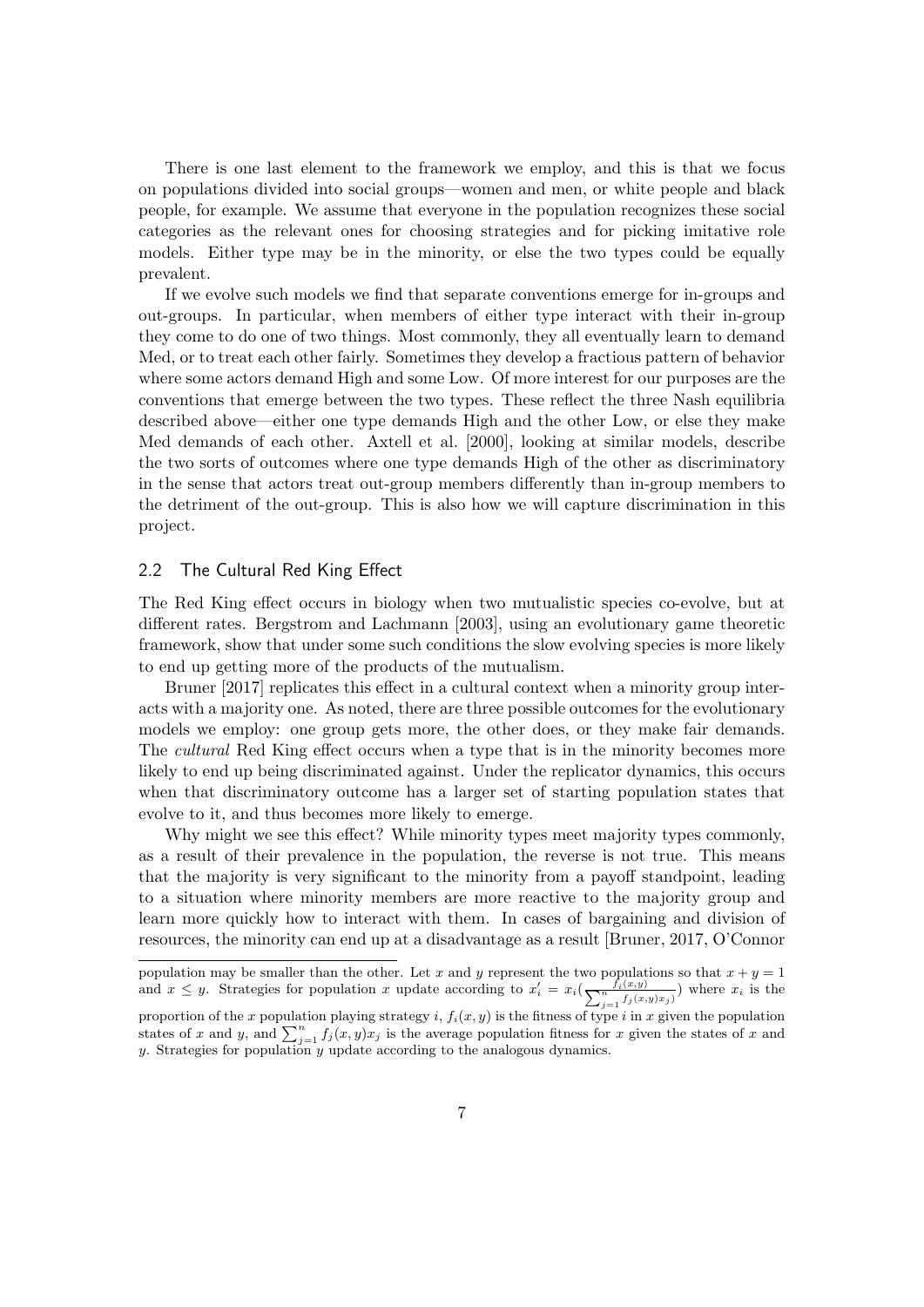There is one last element to the framework we employ, and this is that we focus on populations divided into social groups—women and men, or white people and black people, for example. We assume that everyone in the population recognizes these social categories as the relevant ones for choosing strategies and for picking imitative role models. Either type may be in the minority, or else the two types could be equally prevalent.

If we evolve such models we find that separate conventions emerge for in-groups and out-groups. In particular, when members of either type interact with their in-group they come to do one of two things. Most commonly, they all eventually learn to demand Med, or to treat each other fairly. Sometimes they develop a fractious pattern of behavior where some actors demand High and some Low. Of more interest for our purposes are the conventions that emerge between the two types. These reflect the three Nash equilibria described above—either one type demands High and the other Low, or else they make Med demands of each other. Axtell et al. [2000], looking at similar models, describe the two sorts of outcomes where one type demands High of the other as discriminatory in the sense that actors treat out-group members differently than in-group members to the detriment of the out-group. This is also how we will capture discrimination in this project.

## 2.2 The Cultural Red King Effect

The Red King effect occurs in biology when two mutualistic species co-evolve, but at different rates. Bergstrom and Lachmann [2003], using an evolutionary game theoretic framework, show that under some such conditions the slow evolving species is more likely to end up getting more of the products of the mutualism.

Bruner [2017] replicates this effect in a cultural context when a minority group interacts with a majority one. As noted, there are three possible outcomes for the evolutionary models we employ: one group gets more, the other does, or they make fair demands. The *cultural* Red King effect occurs when a type that is in the minority becomes more likely to end up being discriminated against. Under the replicator dynamics, this occurs when that discriminatory outcome has a larger set of starting population states that evolve to it, and thus becomes more likely to emerge.

Why might we see this effect? While minority types meet majority types commonly, as a result of their prevalence in the population, the reverse is not true. This means that the majority is very significant to the minority from a payoff standpoint, leading to a situation where minority members are more reactive to the majority group and learn more quickly how to interact with them. In cases of bargaining and division of resources, the minority can end up at a disadvantage as a result [Bruner, 2017, O'Connor

population may be smaller than the other. Let $x$ and $y$ represent the two populations so that $x + y = 1$ and $x \leq y$. Strategies for population $x$ update according to $x_i' = x_i(\frac{f_i(x,y)}{\sum_{j=1}^{n} f_j(x,y)x_j})$ where $x_i$ is the proportion of the $x$ population playing strategy $i$, $f_i(x,y)$ is the fitness of type $i$ in $x$ given the population states of $x$ and $y$, and $\sum_{j=1}^{n} f_j(x,y)x_j$ is the average population fitness for $x$ given the states of $x$ and $y$. Strategies for population $y$ update according to the analogous dynamics.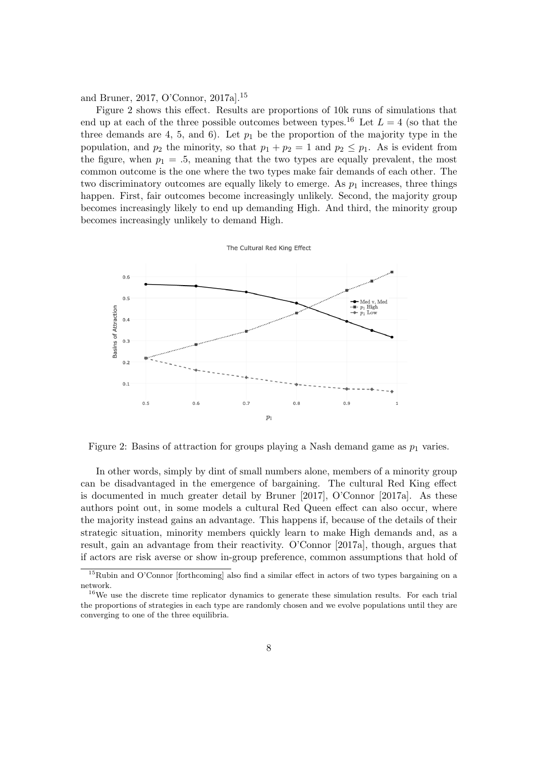and Bruner, 2017, O'Connor, 2017a].[15]

Figure 2 shows this effect. Results are proportions of 10k runs of simulations that end up at each of the three possible outcomes between types.[16] Let $L = 4$ (so that the three demands are 4, 5, and 6). Let $p_1$ be the proportion of the majority type in the population, and $p_2$ the minority, so that $p_1 + p_2 = 1$ and $p_2 \leq p_1$. As is evident from the figure, when $p_1 = .5$, meaning that the two types are equally prevalent, the most common outcome is the one where the two types make fair demands of each other. The two discriminatory outcomes are equally likely to emerge. As $p_1$ increases, three things happen. First, fair outcomes become increasingly unlikely. Second, the majority group becomes increasingly likely to end up demanding High. And third, the minority group becomes increasingly unlikely to demand High.

Figure 2: Basins of attraction for groups playing a Nash demand game as $p_1$ varies.

In other words, simply by dint of small numbers alone, members of a minority group can be disadvantaged in the emergence of bargaining. The cultural Red King effect is documented in much greater detail by Bruner [2017], O'Connor [2017a]. As these authors point out, in some models a cultural Red Queen effect can also occur, where the majority instead gains an advantage. This happens if, because of the details of their strategic situation, minority members quickly learn to make High demands and, as a result, gain an advantage from their reactivity. O'Connor [2017a], though, argues that if actors are risk averse or show in-group preference, common assumptions that hold of

[15] Rubin and O'Connor [forthcoming] also find a similar effect in actors of two types bargaining on a network.

[16] We use the discrete time replicator dynamics to generate these simulation results. For each trial the proportions of strategies in each type are randomly chosen and we evolve populations until they are converging to one of the three equilibria.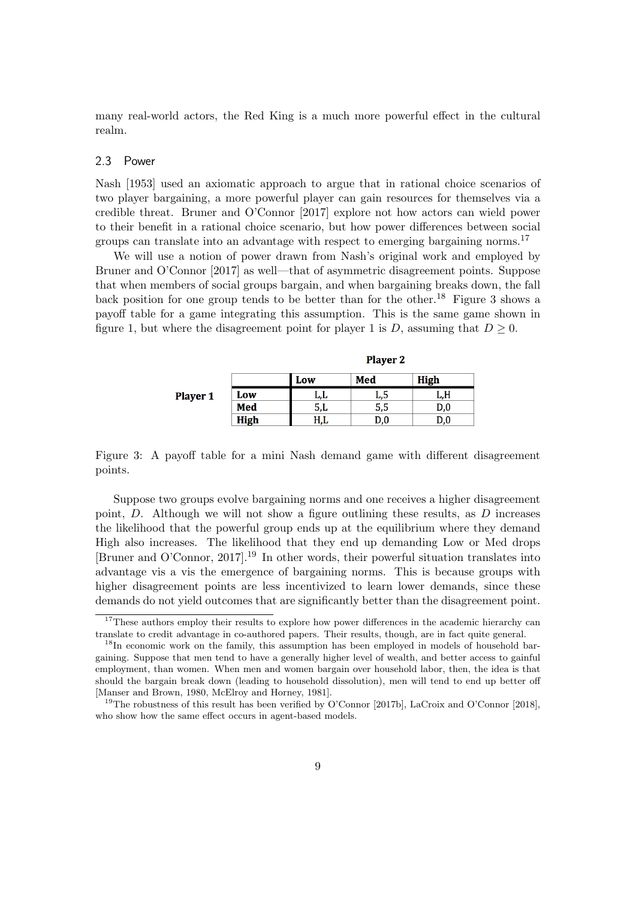many real-world actors, the Red King is a much more powerful effect in the cultural realm.

### 2.3 Power

Nash [1953] used an axiomatic approach to argue that in rational choice scenarios of two player bargaining, a more powerful player can gain resources for themselves via a credible threat. Bruner and O'Connor [2017] explore not how actors can wield power to their benefit in a rational choice scenario, but how power differences between social groups can translate into an advantage with respect to emerging bargaining norms.[17]

We will use a notion of power drawn from Nash's original work and employed by Bruner and O'Connor [2017] as well—that of asymmetric disagreement points. Suppose that when members of social groups bargain, and when bargaining breaks down, the fall back position for one group tends to be better than for the other.[18] Figure 3 shows a payoff table for a game integrating this assumption. This is the same game shown in figure 1, but where the disagreement point for player 1 is $D$, assuming that $D \geq 0$.

| | | Player 2 | | |
|---|---|---|---|---|
| | | **Low** | **Med** | **High** |
| **Player 1** | **Low** | L,L | L,5 | L,H |
| | **Med** | 5,L | 5,5 | D,0 |
| | **High** | H,L | D,0 | D,0 |

Figure 3: A payoff table for a mini Nash demand game with different disagreement points.

Suppose two groups evolve bargaining norms and one receives a higher disagreement point, $D$. Although we will not show a figure outlining these results, as $D$ increases the likelihood that the powerful group ends up at the equilibrium where they demand High also increases. The likelihood that they end up demanding Low or Med drops [Bruner and O'Connor, 2017].[19] In other words, their powerful situation translates into advantage vis a vis the emergence of bargaining norms. This is because groups with higher disagreement points are less incentivized to learn lower demands, since these demands do not yield outcomes that are significantly better than the disagreement point.

[17] These authors employ their results to explore how power differences in the academic hierarchy can translate to credit advantage in co-authored papers. Their results, though, are in fact quite general.

[18] In economic work on the family, this assumption has been employed in models of household bargaining. Suppose that men tend to have a generally higher level of wealth, and better access to gainful employment, than women. When men and women bargain over household labor, then, the idea is that should the bargain break down (leading to household dissolution), men will tend to end up better off [Manser and Brown, 1980, McElroy and Horney, 1981].

[19] The robustness of this result has been verified by O'Connor [2017b], LaCroix and O'Connor [2018], who show how the same effect occurs in agent-based models.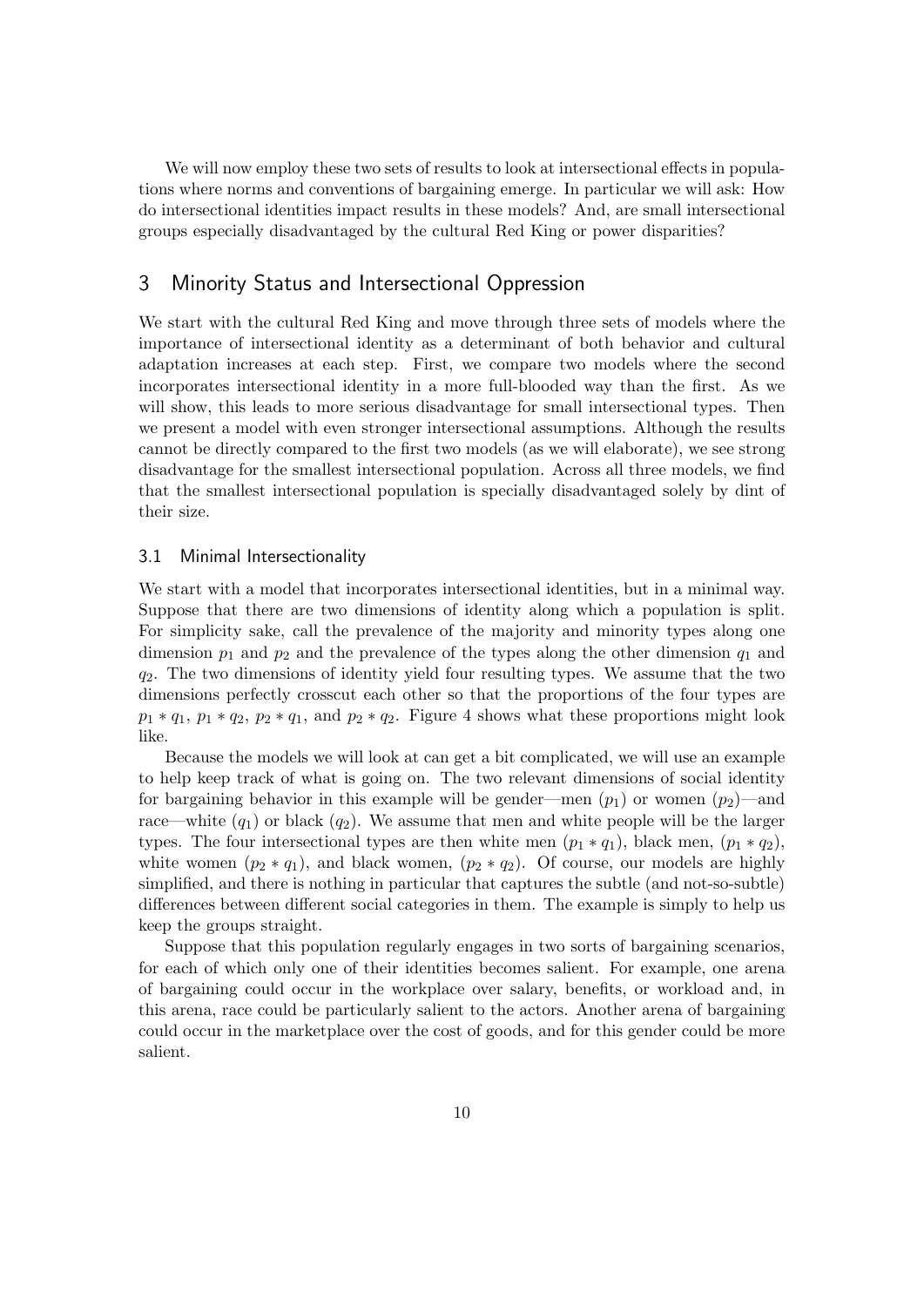We will now employ these two sets of results to look at intersectional effects in populations where norms and conventions of bargaining emerge. In particular we will ask: How do intersectional identities impact results in these models? And, are small intersectional groups especially disadvantaged by the cultural Red King or power disparities?

## 3 Minority Status and Intersectional Oppression

We start with the cultural Red King and move through three sets of models where the importance of intersectional identity as a determinant of both behavior and cultural adaptation increases at each step. First, we compare two models where the second incorporates intersectional identity in a more full-blooded way than the first. As we will show, this leads to more serious disadvantage for small intersectional types. Then we present a model with even stronger intersectional assumptions. Although the results cannot be directly compared to the first two models (as we will elaborate), we see strong disadvantage for the smallest intersectional population. Across all three models, we find that the smallest intersectional population is specially disadvantaged solely by dint of their size.

### 3.1 Minimal Intersectionality

We start with a model that incorporates intersectional identities, but in a minimal way. Suppose that there are two dimensions of identity along which a population is split. For simplicity sake, call the prevalence of the majority and minority types along one dimension $p_1$ and $p_2$ and the prevalence of the types along the other dimension $q_1$ and $q_2$. The two dimensions of identity yield four resulting types. We assume that the two dimensions perfectly crosscut each other so that the proportions of the four types are $p_1 * q_1$, $p_1 * q_2$, $p_2 * q_1$, and $p_2 * q_2$. Figure 4 shows what these proportions might look like.

Because the models we will look at can get a bit complicated, we will use an example to help keep track of what is going on. The two relevant dimensions of social identity for bargaining behavior in this example will be gender—men ($p_1$) or women ($p_2$)—and race—white ($q_1$) or black ($q_2$). We assume that men and white people will be the larger types. The four intersectional types are then white men ($p_1 * q_1$), black men, ($p_1 * q_2$), white women ($p_2 * q_1$), and black women, ($p_2 * q_2$). Of course, our models are highly simplified, and there is nothing in particular that captures the subtle (and not-so-subtle) differences between different social categories in them. The example is simply to help us keep the groups straight.

Suppose that this population regularly engages in two sorts of bargaining scenarios, for each of which only one of their identities becomes salient. For example, one arena of bargaining could occur in the workplace over salary, benefits, or workload and, in this arena, race could be particularly salient to the actors. Another arena of bargaining could occur in the marketplace over the cost of goods, and for this gender could be more salient.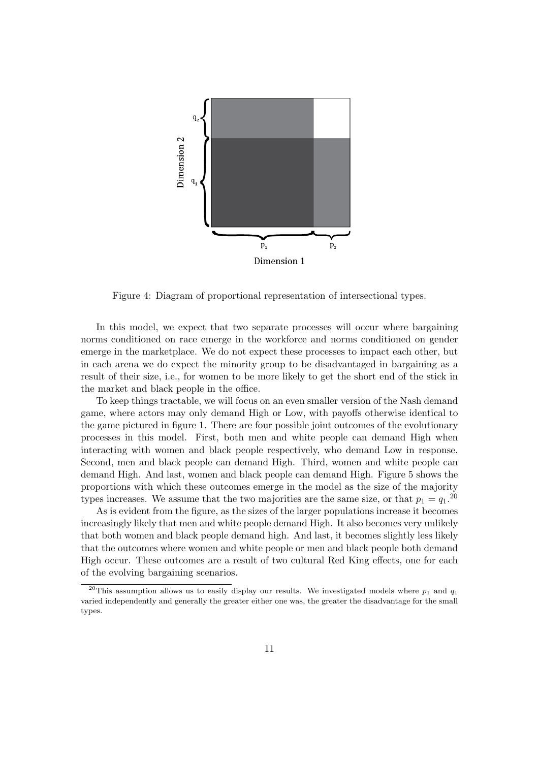Figure 4: Diagram of proportional representation of intersectional types.

In this model, we expect that two separate processes will occur where bargaining norms conditioned on race emerge in the workforce and norms conditioned on gender emerge in the marketplace. We do not expect these processes to impact each other, but in each arena we do expect the minority group to be disadvantaged in bargaining as a result of their size, i.e., for women to be more likely to get the short end of the stick in the market and black people in the office.

To keep things tractable, we will focus on an even smaller version of the Nash demand game, where actors may only demand High or Low, with payoffs otherwise identical to the game pictured in figure 1. There are four possible joint outcomes of the evolutionary processes in this model. First, both men and white people can demand High when interacting with women and black people respectively, who demand Low in response. Second, men and black people can demand High. Third, women and white people can demand High. And last, women and black people can demand High. Figure 5 shows the proportions with which these outcomes emerge in the model as the size of the majority types increases. We assume that the two majorities are the same size, or that $p_1 = q_1$.[20]

As is evident from the figure, as the sizes of the larger populations increase it becomes increasingly likely that men and white people demand High. It also becomes very unlikely that both women and black people demand high. And last, it becomes slightly less likely that the outcomes where women and white people or men and black people both demand High occur. These outcomes are a result of two cultural Red King effects, one for each of the evolving bargaining scenarios.

[20]This assumption allows us to easily display our results. We investigated models where $p_1$ and $q_1$ varied independently and generally the greater either one was, the greater the disadvantage for the small types.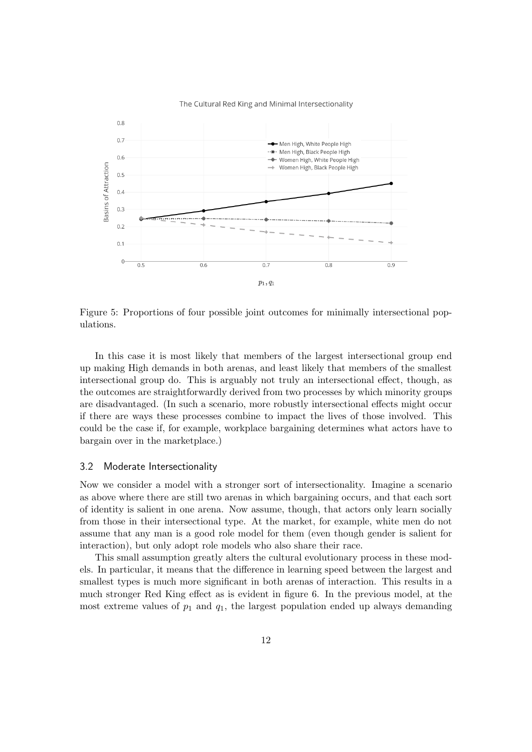Figure 5: Proportions of four possible joint outcomes for minimally intersectional populations.

In this case it is most likely that members of the largest intersectional group end up making High demands in both arenas, and least likely that members of the smallest intersectional group do. This is arguably not truly an intersectional effect, though, as the outcomes are straightforwardly derived from two processes by which minority groups are disadvantaged. (In such a scenario, more robustly intersectional effects might occur if there are ways these processes combine to impact the lives of those involved. This could be the case if, for example, workplace bargaining determines what actors have to bargain over in the marketplace.)

### 3.2 Moderate Intersectionality

Now we consider a model with a stronger sort of intersectionality. Imagine a scenario as above where there are still two arenas in which bargaining occurs, and that each sort of identity is salient in one arena. Now assume, though, that actors only learn socially from those in their intersectional type. At the market, for example, white men do not assume that any man is a good role model for them (even though gender is salient for interaction), but only adopt role models who also share their race.

This small assumption greatly alters the cultural evolutionary process in these models. In particular, it means that the difference in learning speed between the largest and smallest types is much more significant in both arenas of interaction. This results in a much stronger Red King effect as is evident in figure 6. In the previous model, at the most extreme values of $p_1$ and $q_1$, the largest population ended up always demanding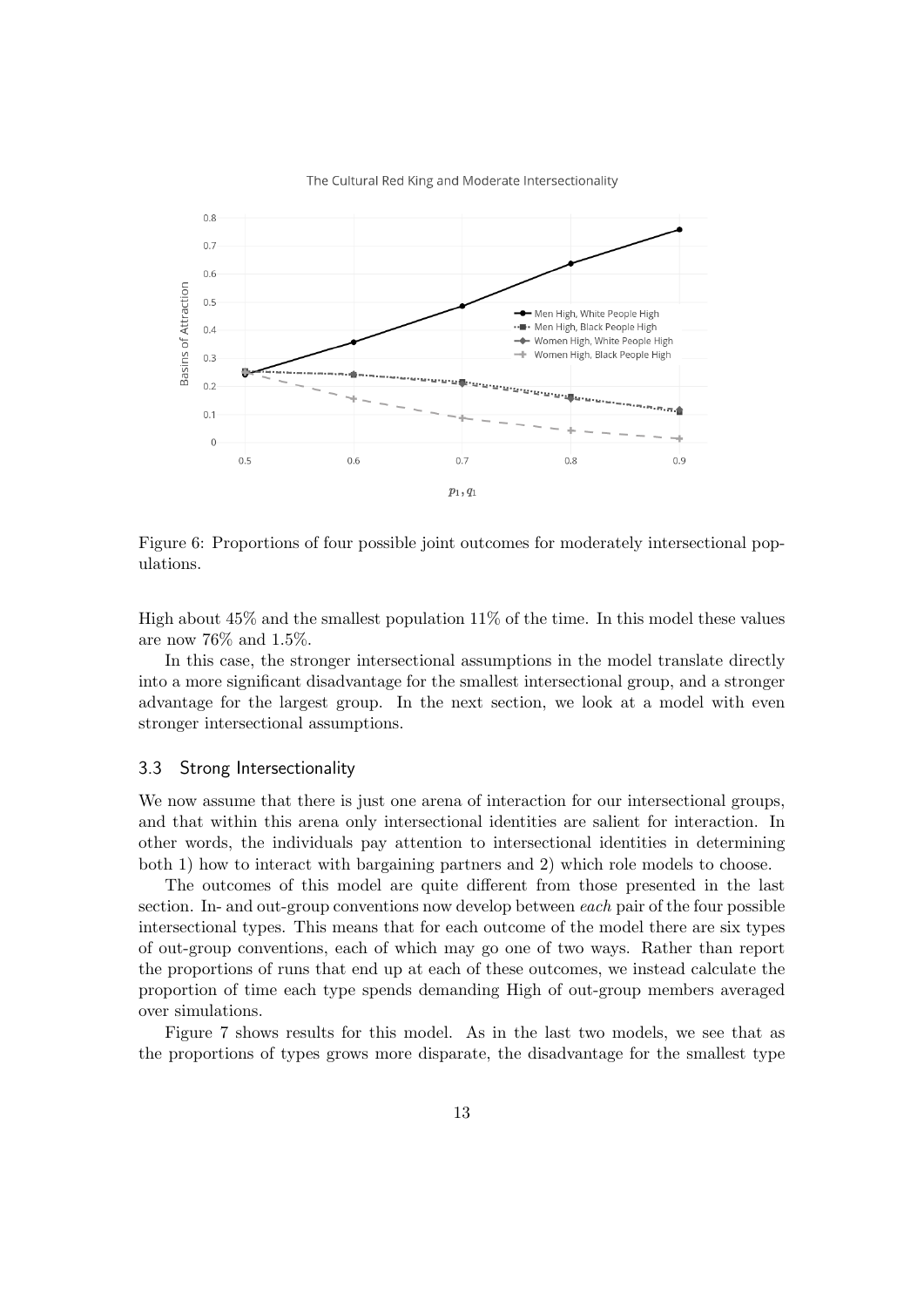Figure 6: Proportions of four possible joint outcomes for moderately intersectional populations.

High about 45% and the smallest population 11% of the time. In this model these values are now 76% and 1.5%.

In this case, the stronger intersectional assumptions in the model translate directly into a more significant disadvantage for the smallest intersectional group, and a stronger advantage for the largest group. In the next section, we look at a model with even stronger intersectional assumptions.

### 3.3 Strong Intersectionality

We now assume that there is just one arena of interaction for our intersectional groups, and that within this arena only intersectional identities are salient for interaction. In other words, the individuals pay attention to intersectional identities in determining both 1) how to interact with bargaining partners and 2) which role models to choose.

The outcomes of this model are quite different from those presented in the last section. In- and out-group conventions now develop between *each* pair of the four possible intersectional types. This means that for each outcome of the model there are six types of out-group conventions, each of which may go one of two ways. Rather than report the proportions of runs that end up at each of these outcomes, we instead calculate the proportion of time each type spends demanding High of out-group members averaged over simulations.

Figure 7 shows results for this model. As in the last two models, we see that as the proportions of types grows more disparate, the disadvantage for the smallest type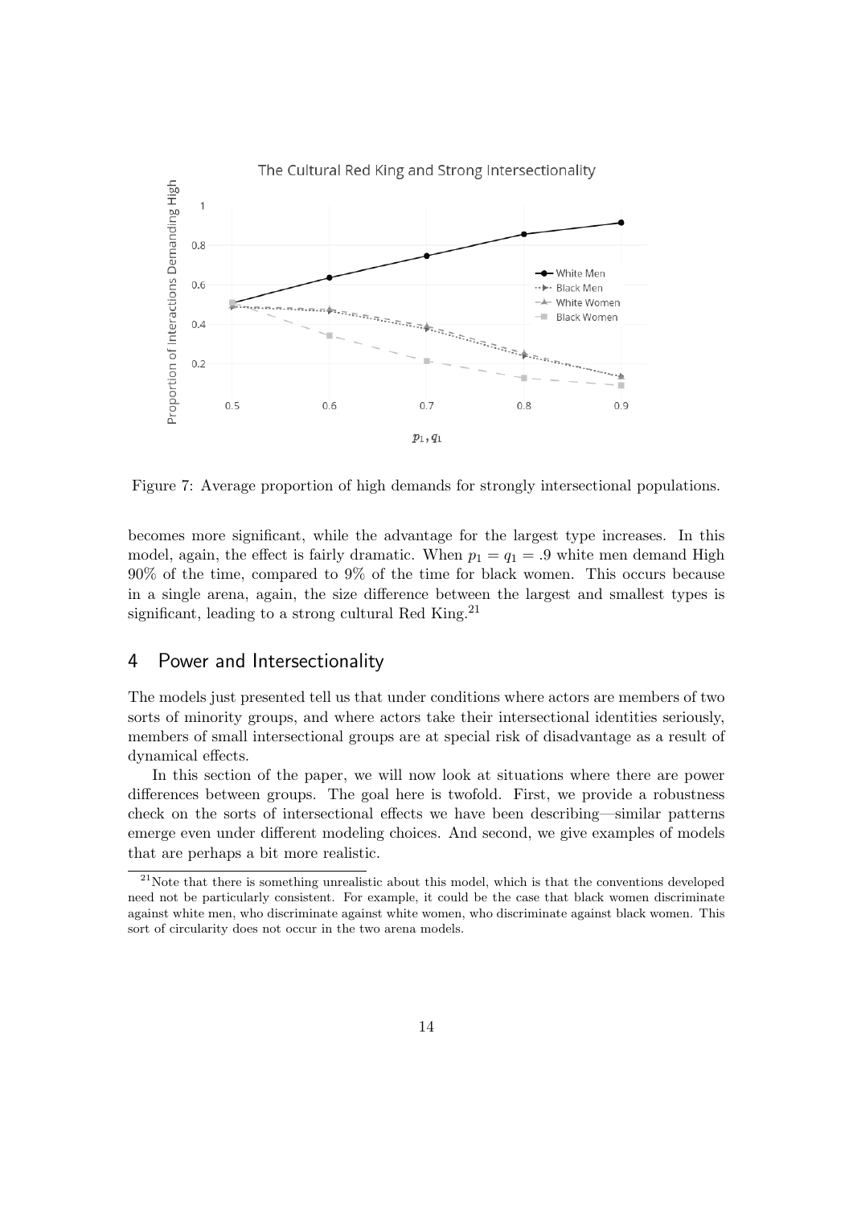Figure 7: Average proportion of high demands for strongly intersectional populations.

becomes more significant, while the advantage for the largest type increases. In this model, again, the effect is fairly dramatic. When $p_1 = q_1 = .9$ white men demand High 90% of the time, compared to 9% of the time for black women. This occurs because in a single arena, again, the size difference between the largest and smallest types is significant, leading to a strong cultural Red King.[21]

## 4 Power and Intersectionality

The models just presented tell us that under conditions where actors are members of two sorts of minority groups, and where actors take their intersectional identities seriously, members of small intersectional groups are at special risk of disadvantage as a result of dynamical effects.

In this section of the paper, we will now look at situations where there are power differences between groups. The goal here is twofold. First, we provide a robustness check on the sorts of intersectional effects we have been describing—similar patterns emerge even under different modeling choices. And second, we give examples of models that are perhaps a bit more realistic.

[21]Note that there is something unrealistic about this model, which is that the conventions developed need not be particularly consistent. For example, it could be the case that black women discriminate against white men, who discriminate against white women, who discriminate against black women. This sort of circularity does not occur in the two arena models.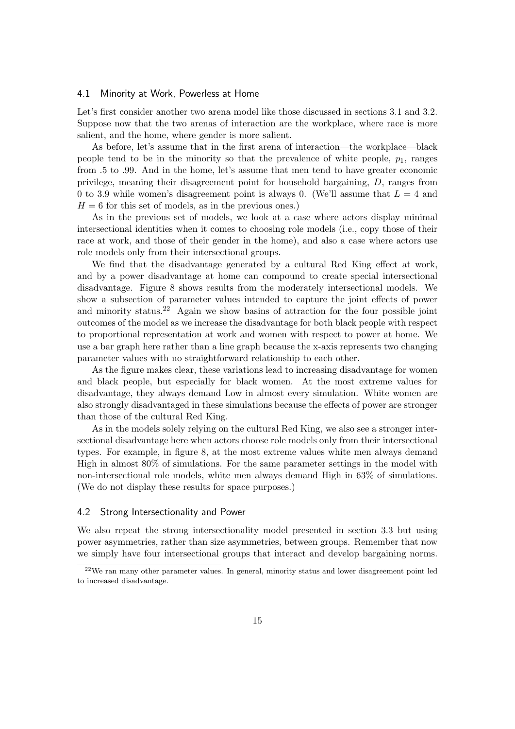### 4.1 Minority at Work, Powerless at Home

Let's first consider another two arena model like those discussed in sections 3.1 and 3.2. Suppose now that the two arenas of interaction are the workplace, where race is more salient, and the home, where gender is more salient.

As before, let's assume that in the first arena of interaction—the workplace—black people tend to be in the minority so that the prevalence of white people, $p_1$, ranges from .5 to .99. And in the home, let's assume that men tend to have greater economic privilege, meaning their disagreement point for household bargaining, $D$, ranges from 0 to 3.9 while women's disagreement point is always 0. (We'll assume that $L = 4$ and $H = 6$ for this set of models, as in the previous ones.)

As in the previous set of models, we look at a case where actors display minimal intersectional identities when it comes to choosing role models (i.e., copy those of their race at work, and those of their gender in the home), and also a case where actors use role models only from their intersectional groups.

We find that the disadvantage generated by a cultural Red King effect at work, and by a power disadvantage at home can compound to create special intersectional disadvantage. Figure 8 shows results from the moderately intersectional models. We show a subsection of parameter values intended to capture the joint effects of power and minority status.[22] Again we show basins of attraction for the four possible joint outcomes of the model as we increase the disadvantage for both black people with respect to proportional representation at work and women with respect to power at home. We use a bar graph here rather than a line graph because the x-axis represents two changing parameter values with no straightforward relationship to each other.

As the figure makes clear, these variations lead to increasing disadvantage for women and black people, but especially for black women. At the most extreme values for disadvantage, they always demand Low in almost every simulation. White women are also strongly disadvantaged in these simulations because the effects of power are stronger than those of the cultural Red King.

As in the models solely relying on the cultural Red King, we also see a stronger intersectional disadvantage here when actors choose role models only from their intersectional types. For example, in figure 8, at the most extreme values white men always demand High in almost 80% of simulations. For the same parameter settings in the model with non-intersectional role models, white men always demand High in 63% of simulations. (We do not display these results for space purposes.)

### 4.2 Strong Intersectionality and Power

We also repeat the strong intersectionality model presented in section 3.3 but using power asymmetries, rather than size asymmetries, between groups. Remember that now we simply have four intersectional groups that interact and develop bargaining norms.

[22] We ran many other parameter values. In general, minority status and lower disagreement point led to increased disadvantage.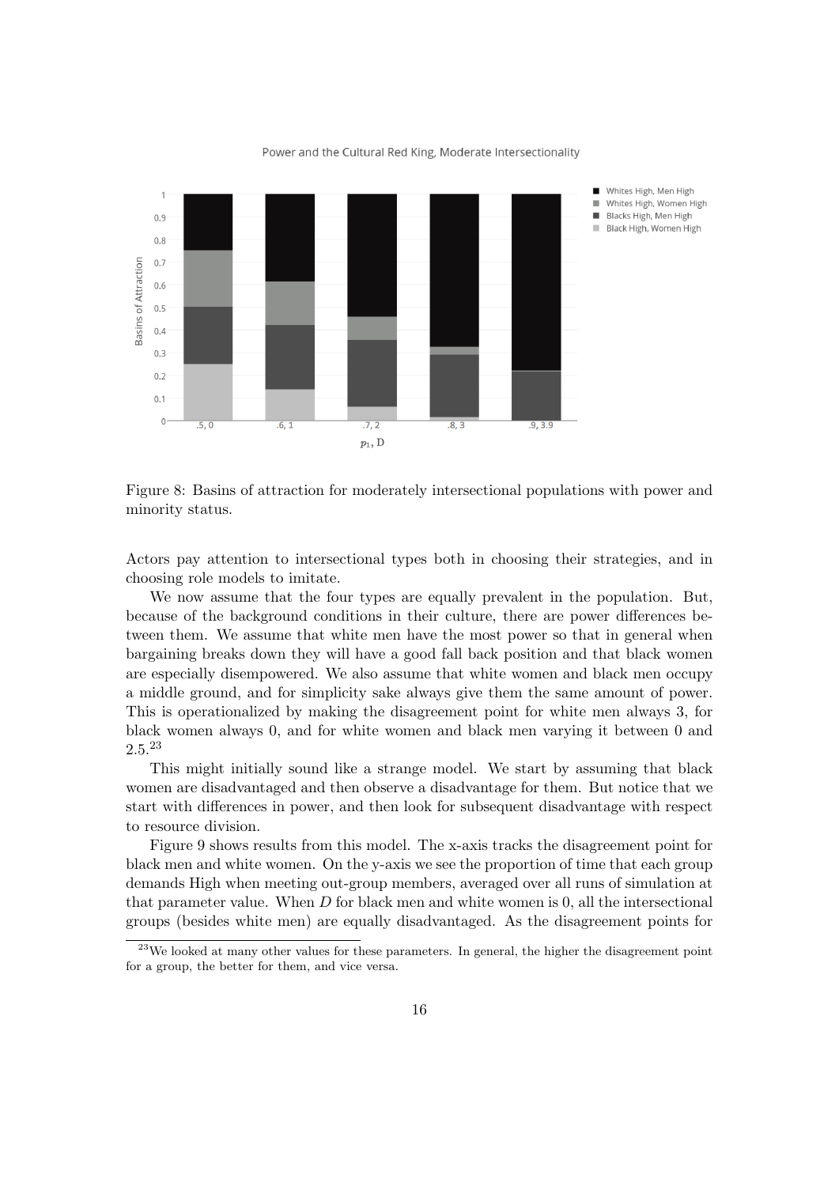Figure 8: Basins of attraction for moderately intersectional populations with power and minority status.

Actors pay attention to intersectional types both in choosing their strategies, and in choosing role models to imitate.

We now assume that the four types are equally prevalent in the population. But, because of the background conditions in their culture, there are power differences between them. We assume that white men have the most power so that in general when bargaining breaks down they will have a good fall back position and that black women are especially disempowered. We also assume that white women and black men occupy a middle ground, and for simplicity sake always give them the same amount of power. This is operationalized by making the disagreement point for white men always 3, for black women always 0, and for white women and black men varying it between 0 and 2.5.[23]

This might initially sound like a strange model. We start by assuming that black women are disadvantaged and then observe a disadvantage for them. But notice that we start with differences in power, and then look for subsequent disadvantage with respect to resource division.

Figure 9 shows results from this model. The x-axis tracks the disagreement point for black men and white women. On the y-axis we see the proportion of time that each group demands High when meeting out-group members, averaged over all runs of simulation at that parameter value. When $D$ for black men and white women is 0, all the intersectional groups (besides white men) are equally disadvantaged. As the disagreement points for

[23]We looked at many other values for these parameters. In general, the higher the disagreement point for a group, the better for them, and vice versa.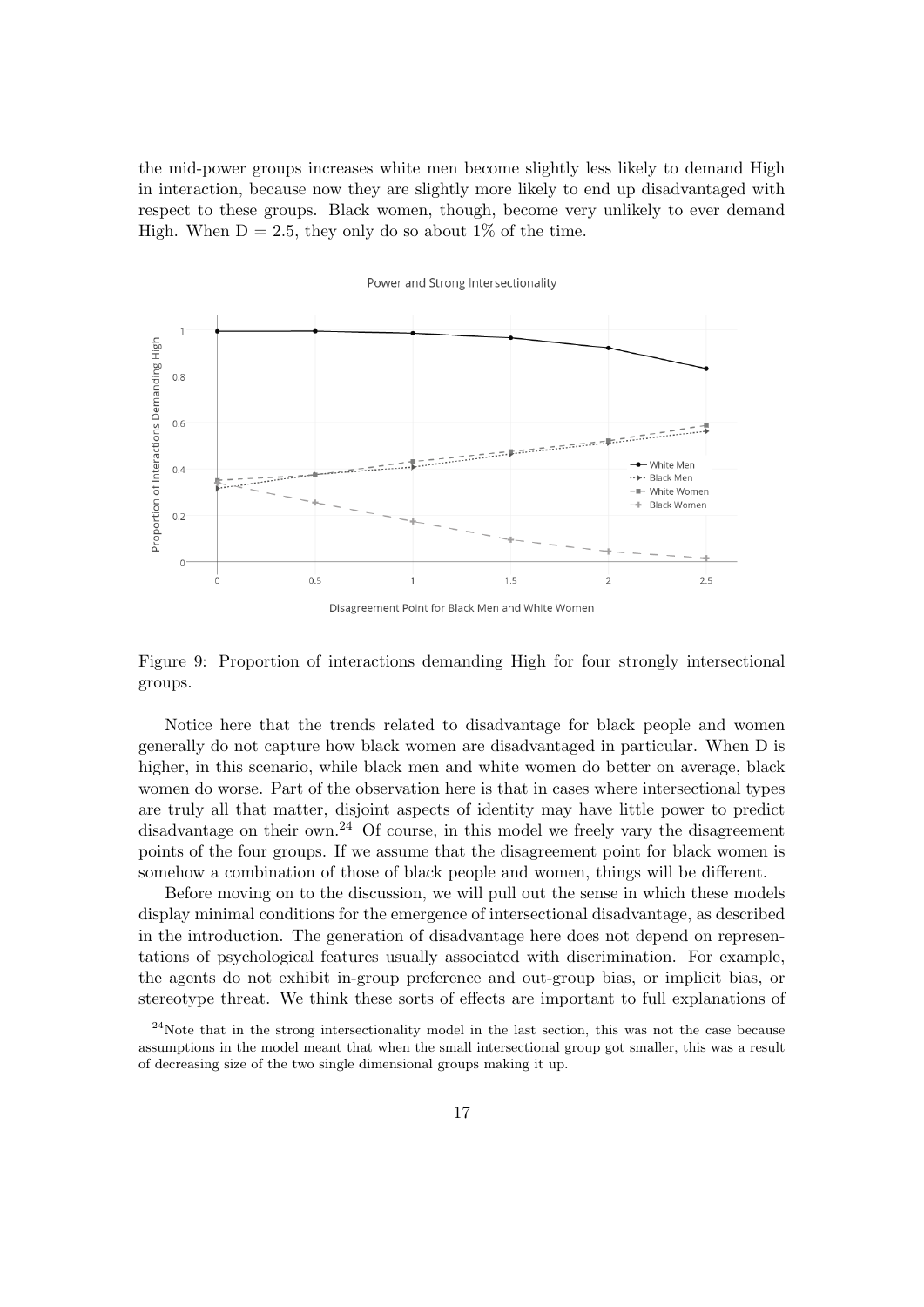the mid-power groups increases white men become slightly less likely to demand High in interaction, because now they are slightly more likely to end up disadvantaged with respect to these groups. Black women, though, become very unlikely to ever demand High. When D = 2.5, they only do so about 1% of the time.

Figure 9: Proportion of interactions demanding High for four strongly intersectional groups.

Notice here that the trends related to disadvantage for black people and women generally do not capture how black women are disadvantaged in particular. When D is higher, in this scenario, while black men and white women do better on average, black women do worse. Part of the observation here is that in cases where intersectional types are truly all that matter, disjoint aspects of identity may have little power to predict disadvantage on their own.[24] Of course, in this model we freely vary the disagreement points of the four groups. If we assume that the disagreement point for black women is somehow a combination of those of black people and women, things will be different.

Before moving on to the discussion, we will pull out the sense in which these models display minimal conditions for the emergence of intersectional disadvantage, as described in the introduction. The generation of disadvantage here does not depend on representations of psychological features usually associated with discrimination. For example, the agents do not exhibit in-group preference and out-group bias, or implicit bias, or stereotype threat. We think these sorts of effects are important to full explanations of

[24]Note that in the strong intersectionality model in the last section, this was not the case because assumptions in the model meant that when the small intersectional group got smaller, this was a result of decreasing size of the two single dimensional groups making it up.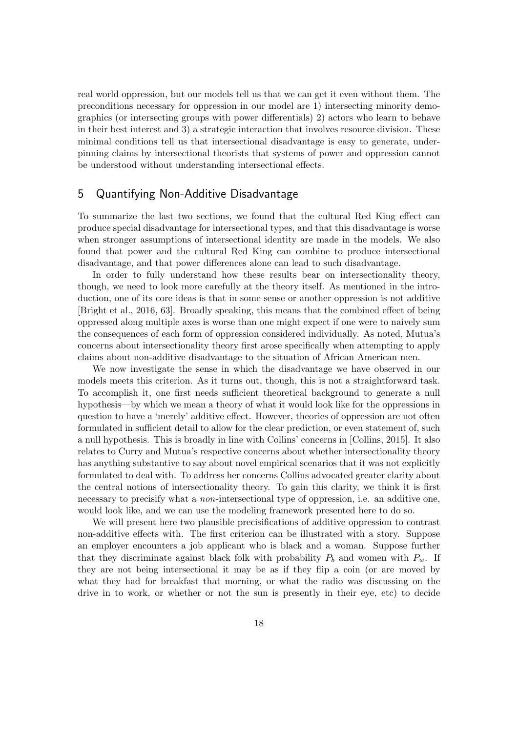real world oppression, but our models tell us that we can get it even without them. The preconditions necessary for oppression in our model are 1) intersecting minority demographics (or intersecting groups with power differentials) 2) actors who learn to behave in their best interest and 3) a strategic interaction that involves resource division. These minimal conditions tell us that intersectional disadvantage is easy to generate, underpinning claims by intersectional theorists that systems of power and oppression cannot be understood without understanding intersectional effects.

## 5 Quantifying Non-Additive Disadvantage

To summarize the last two sections, we found that the cultural Red King effect can produce special disadvantage for intersectional types, and that this disadvantage is worse when stronger assumptions of intersectional identity are made in the models. We also found that power and the cultural Red King can combine to produce intersectional disadvantage, and that power differences alone can lead to such disadvantage.

In order to fully understand how these results bear on intersectionality theory, though, we need to look more carefully at the theory itself. As mentioned in the introduction, one of its core ideas is that in some sense or another oppression is not additive [Bright et al., 2016, 63]. Broadly speaking, this means that the combined effect of being oppressed along multiple axes is worse than one might expect if one were to naively sum the consequences of each form of oppression considered individually. As noted, Mutua's concerns about intersectionality theory first arose specifically when attempting to apply claims about non-additive disadvantage to the situation of African American men.

We now investigate the sense in which the disadvantage we have observed in our models meets this criterion. As it turns out, though, this is not a straightforward task. To accomplish it, one first needs sufficient theoretical background to generate a null hypothesis—by which we mean a theory of what it would look like for the oppressions in question to have a 'merely' additive effect. However, theories of oppression are not often formulated in sufficient detail to allow for the clear prediction, or even statement of, such a null hypothesis. This is broadly in line with Collins' concerns in [Collins, 2015]. It also relates to Curry and Mutua's respective concerns about whether intersectionality theory has anything substantive to say about novel empirical scenarios that it was not explicitly formulated to deal with. To address her concerns Collins advocated greater clarity about the central notions of intersectionality theory. To gain this clarity, we think it is first necessary to precisify what a *non*-intersectional type of oppression, i.e. an additive one, would look like, and we can use the modeling framework presented here to do so.

We will present here two plausible precisifications of additive oppression to contrast non-additive effects with. The first criterion can be illustrated with a story. Suppose an employer encounters a job applicant who is black and a woman. Suppose further that they discriminate against black folk with probability $P_b$ and women with $P_w$. If they are not being intersectional it may be as if they flip a coin (or are moved by what they had for breakfast that morning, or what the radio was discussing on the drive in to work, or whether or not the sun is presently in their eye, etc) to decide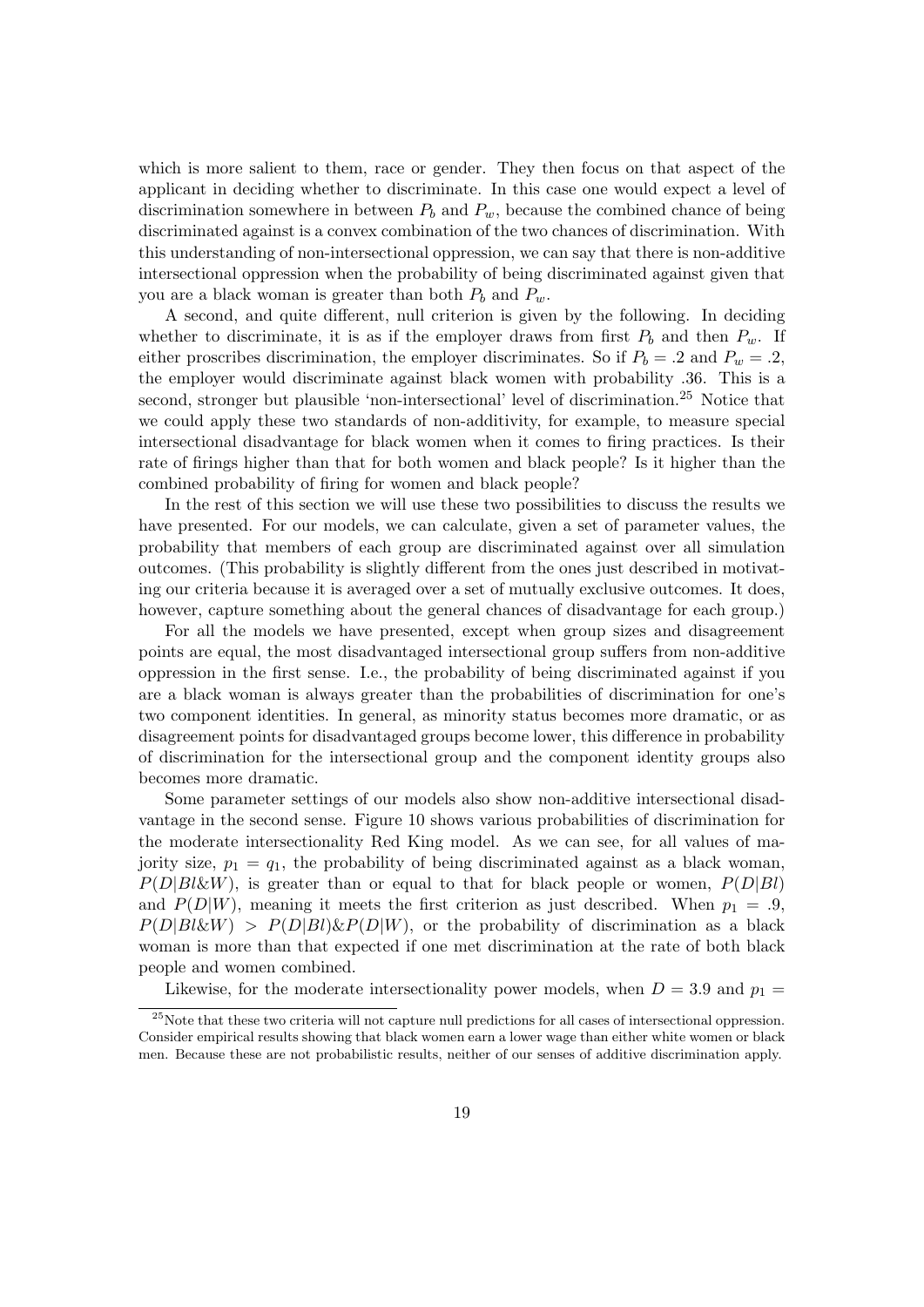which is more salient to them, race or gender. They then focus on that aspect of the applicant in deciding whether to discriminate. In this case one would expect a level of discrimination somewhere in between $P_b$ and $P_w$, because the combined chance of being discriminated against is a convex combination of the two chances of discrimination. With this understanding of non-intersectional oppression, we can say that there is non-additive intersectional oppression when the probability of being discriminated against given that you are a black woman is greater than both $P_b$ and $P_w$.

A second, and quite different, null criterion is given by the following. In deciding whether to discriminate, it is as if the employer draws from first $P_b$ and then $P_w$. If either proscribes discrimination, the employer discriminates. So if $P_b = .2$ and $P_w = .2$, the employer would discriminate against black women with probability .36. This is a second, stronger but plausible 'non-intersectional' level of discrimination.[25] Notice that we could apply these two standards of non-additivity, for example, to measure special intersectional disadvantage for black women when it comes to firing practices. Is their rate of firings higher than that for both women and black people? Is it higher than the combined probability of firing for women and black people?

In the rest of this section we will use these two possibilities to discuss the results we have presented. For our models, we can calculate, given a set of parameter values, the probability that members of each group are discriminated against over all simulation outcomes. (This probability is slightly different from the ones just described in motivating our criteria because it is averaged over a set of mutually exclusive outcomes. It does, however, capture something about the general chances of disadvantage for each group.)

For all the models we have presented, except when group sizes and disagreement points are equal, the most disadvantaged intersectional group suffers from non-additive oppression in the first sense. I.e., the probability of being discriminated against if you are a black woman is always greater than the probabilities of discrimination for one's two component identities. In general, as minority status becomes more dramatic, or as disagreement points for disadvantaged groups become lower, this difference in probability of discrimination for the intersectional group and the component identity groups also becomes more dramatic.

Some parameter settings of our models also show non-additive intersectional disadvantage in the second sense. Figure 10 shows various probabilities of discrimination for the moderate intersectionality Red King model. As we can see, for all values of majority size, $p_1 = q_1$, the probability of being discriminated against as a black woman, $P(D|Bl\&W)$, is greater than or equal to that for black people or women, $P(D|Bl)$ and $P(D|W)$, meaning it meets the first criterion as just described. When $p_1 = .9$, $P(D|Bl\&W) > P(D|Bl)\&P(D|W)$, or the probability of discrimination as a black woman is more than that expected if one met discrimination at the rate of both black people and women combined.

Likewise, for the moderate intersectionality power models, when $D = 3.9$ and $p_1 =$

[25] Note that these two criteria will not capture null predictions for all cases of intersectional oppression. Consider empirical results showing that black women earn a lower wage than either white women or black men. Because these are not probabilistic results, neither of our senses of additive discrimination apply.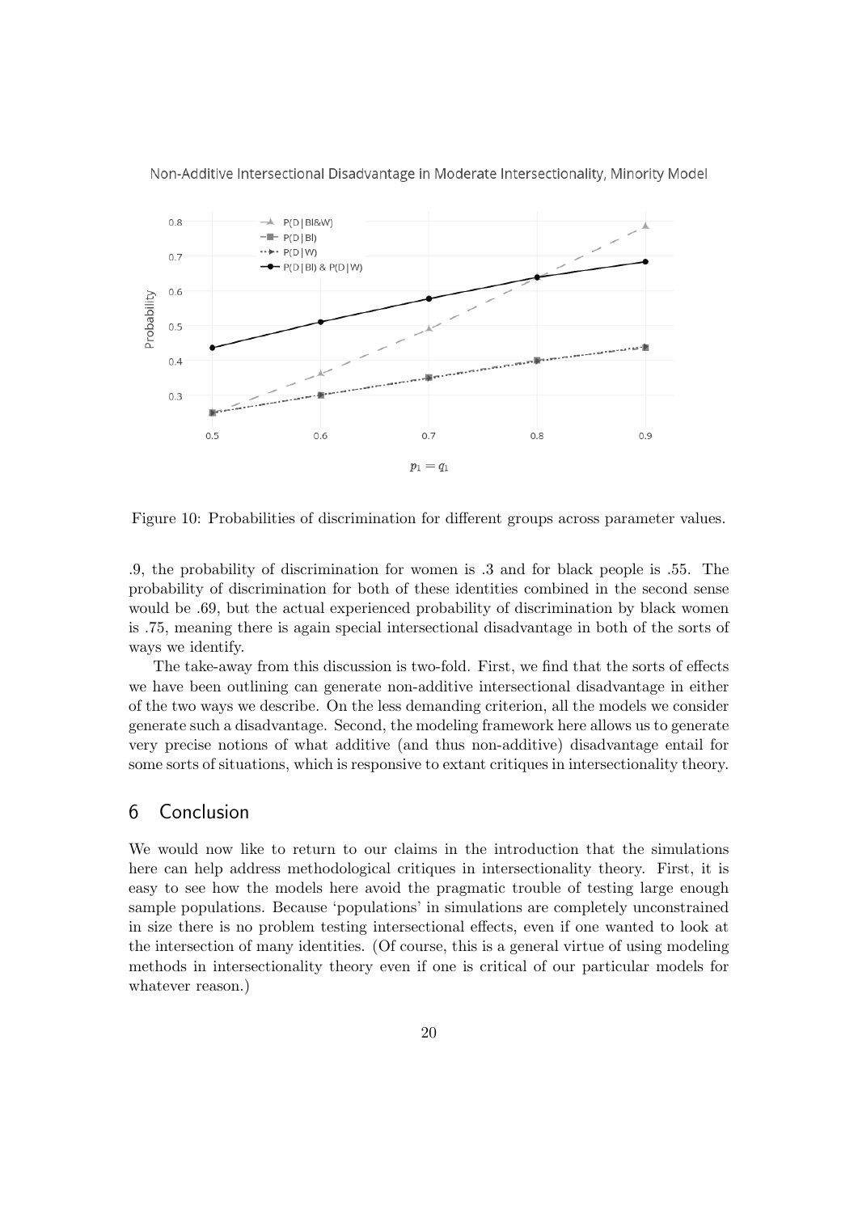Figure 10: Probabilities of discrimination for different groups across parameter values.

.9, the probability of discrimination for women is .3 and for black people is .55. The probability of discrimination for both of these identities combined in the second sense would be .69, but the actual experienced probability of discrimination by black women is .75, meaning there is again special intersectional disadvantage in both of the sorts of ways we identify.

The take-away from this discussion is two-fold. First, we find that the sorts of effects we have been outlining can generate non-additive intersectional disadvantage in either of the two ways we describe. On the less demanding criterion, all the models we consider generate such a disadvantage. Second, the modeling framework here allows us to generate very precise notions of what additive (and thus non-additive) disadvantage entail for some sorts of situations, which is responsive to extant critiques in intersectionality theory.

## 6 Conclusion

We would now like to return to our claims in the introduction that the simulations here can help address methodological critiques in intersectionality theory. First, it is easy to see how the models here avoid the pragmatic trouble of testing large enough sample populations. Because 'populations' in simulations are completely unconstrained in size there is no problem testing intersectional effects, even if one wanted to look at the intersection of many identities. (Of course, this is a general virtue of using modeling methods in intersectionality theory even if one is critical of our particular models for whatever reason.)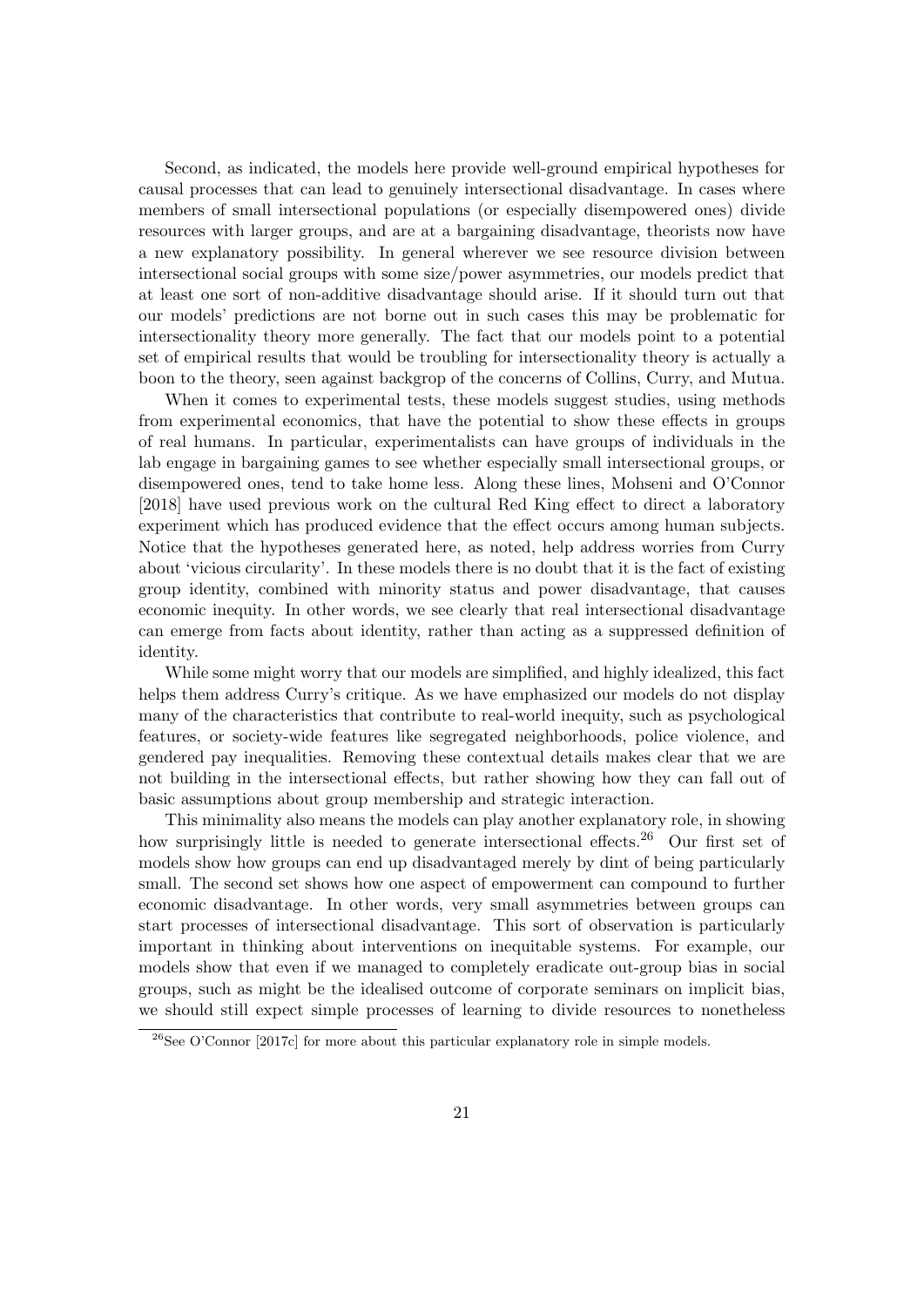Second, as indicated, the models here provide well-ground empirical hypotheses for causal processes that can lead to genuinely intersectional disadvantage. In cases where members of small intersectional populations (or especially disempowered ones) divide resources with larger groups, and are at a bargaining disadvantage, theorists now have a new explanatory possibility. In general wherever we see resource division between intersectional social groups with some size/power asymmetries, our models predict that at least one sort of non-additive disadvantage should arise. If it should turn out that our models' predictions are not borne out in such cases this may be problematic for intersectionality theory more generally. The fact that our models point to a potential set of empirical results that would be troubling for intersectionality theory is actually a boon to the theory, seen against backgrop of the concerns of Collins, Curry, and Mutua.

When it comes to experimental tests, these models suggest studies, using methods from experimental economics, that have the potential to show these effects in groups of real humans. In particular, experimentalists can have groups of individuals in the lab engage in bargaining games to see whether especially small intersectional groups, or disempowered ones, tend to take home less. Along these lines, Mohseni and O'Connor [2018] have used previous work on the cultural Red King effect to direct a laboratory experiment which has produced evidence that the effect occurs among human subjects. Notice that the hypotheses generated here, as noted, help address worries from Curry about 'vicious circularity'. In these models there is no doubt that it is the fact of existing group identity, combined with minority status and power disadvantage, that causes economic inequity. In other words, we see clearly that real intersectional disadvantage can emerge from facts about identity, rather than acting as a suppressed definition of identity.

While some might worry that our models are simplified, and highly idealized, this fact helps them address Curry's critique. As we have emphasized our models do not display many of the characteristics that contribute to real-world inequity, such as psychological features, or society-wide features like segregated neighborhoods, police violence, and gendered pay inequalities. Removing these contextual details makes clear that we are not building in the intersectional effects, but rather showing how they can fall out of basic assumptions about group membership and strategic interaction.

This minimality also means the models can play another explanatory role, in showing how surprisingly little is needed to generate intersectional effects.[26] Our first set of models show how groups can end up disadvantaged merely by dint of being particularly small. The second set shows how one aspect of empowerment can compound to further economic disadvantage. In other words, very small asymmetries between groups can start processes of intersectional disadvantage. This sort of observation is particularly important in thinking about interventions on inequitable systems. For example, our models show that even if we managed to completely eradicate out-group bias in social groups, such as might be the idealised outcome of corporate seminars on implicit bias, we should still expect simple processes of learning to divide resources to nonetheless

[26] See O'Connor [2017c] for more about this particular explanatory role in simple models.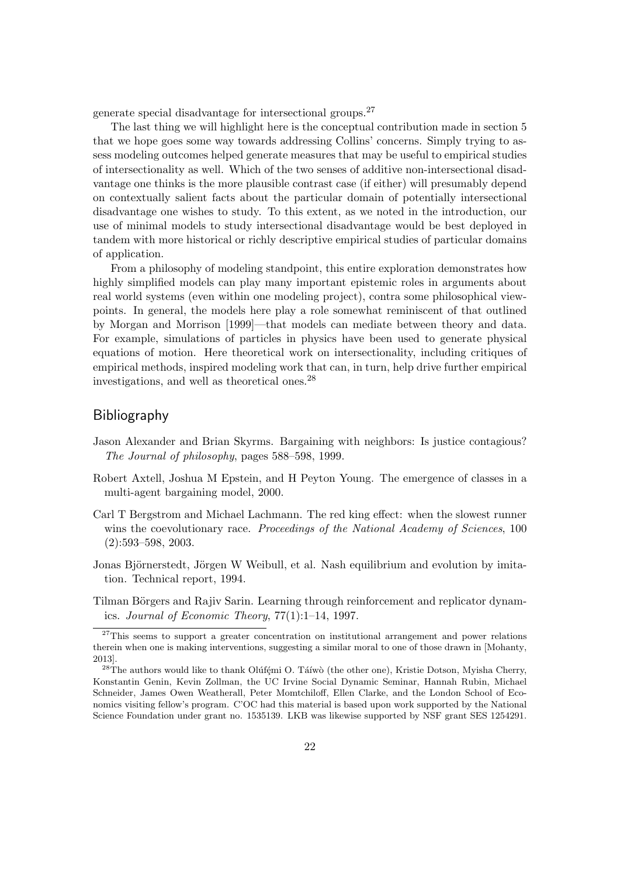generate special disadvantage for intersectional groups.[27]

The last thing we will highlight here is the conceptual contribution made in section 5 that we hope goes some way towards addressing Collins' concerns. Simply trying to assess modeling outcomes helped generate measures that may be useful to empirical studies of intersectionality as well. Which of the two senses of additive non-intersectional disadvantage one thinks is the more plausible contrast case (if either) will presumably depend on contextually salient facts about the particular domain of potentially intersectional disadvantage one wishes to study. To this extent, as we noted in the introduction, our use of minimal models to study intersectional disadvantage would be best deployed in tandem with more historical or richly descriptive empirical studies of particular domains of application.

From a philosophy of modeling standpoint, this entire exploration demonstrates how highly simplified models can play many important epistemic roles in arguments about real world systems (even within one modeling project), contra some philosophical viewpoints. In general, the models here play a role somewhat reminiscent of that outlined by Morgan and Morrison [1999]—that models can mediate between theory and data. For example, simulations of particles in physics have been used to generate physical equations of motion. Here theoretical work on intersectionality, including critiques of empirical methods, inspired modeling work that can, in turn, help drive further empirical investigations, and well as theoretical ones.[28]

## Bibliography

Jason Alexander and Brian Skyrms. Bargaining with neighbors: Is justice contagious? *The Journal of philosophy*, pages 588–598, 1999.

Robert Axtell, Joshua M Epstein, and H Peyton Young. The emergence of classes in a multi-agent bargaining model, 2000.

Carl T Bergstrom and Michael Lachmann. The red king effect: when the slowest runner wins the coevolutionary race. *Proceedings of the National Academy of Sciences*, 100 (2):593–598, 2003.

Jonas Björnerstedt, Jörgen W Weibull, et al. Nash equilibrium and evolution by imitation. Technical report, 1994.

Tilman Börgers and Rajiv Sarin. Learning through reinforcement and replicator dynamics. *Journal of Economic Theory*, 77(1):1–14, 1997.

[27] This seems to support a greater concentration on institutional arrangement and power relations therein when one is making interventions, suggesting a similar moral to one of those drawn in [Mohanty, 2013].

[28] The authors would like to thank Olúfẹ́mi O. Táíwò (the other one), Kristie Dotson, Myisha Cherry, Konstantin Genin, Kevin Zollman, the UC Irvine Social Dynamic Seminar, Hannah Rubin, Michael Schneider, James Owen Weatherall, Peter Momtchiloff, Ellen Clarke, and the London School of Economics visiting fellow's program. C'OC had this material is based upon work supported by the National Science Foundation under grant no. 1535139. LKB was likewise supported by NSF grant SES 1254291.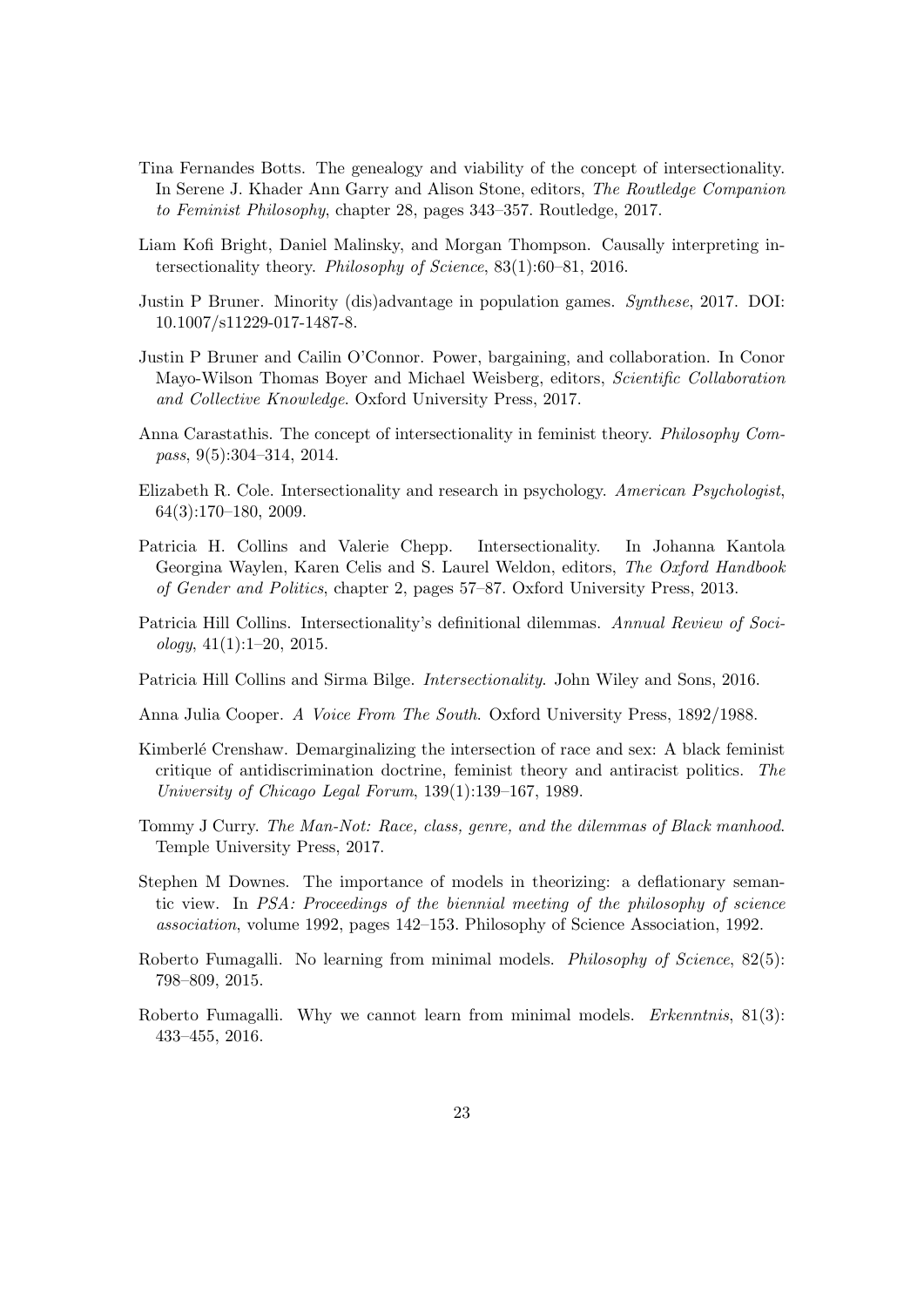Tina Fernandes Botts. The genealogy and viability of the concept of intersectionality. In Serene J. Khader Ann Garry and Alison Stone, editors, *The Routledge Companion to Feminist Philosophy*, chapter 28, pages 343–357. Routledge, 2017.

Liam Kofi Bright, Daniel Malinsky, and Morgan Thompson. Causally interpreting intersectionality theory. *Philosophy of Science*, 83(1):60–81, 2016.

Justin P Bruner. Minority (dis)advantage in population games. *Synthese*, 2017. DOI: 10.1007/s11229-017-1487-8.

Justin P Bruner and Cailin O'Connor. Power, bargaining, and collaboration. In Conor Mayo-Wilson Thomas Boyer and Michael Weisberg, editors, *Scientific Collaboration and Collective Knowledge*. Oxford University Press, 2017.

Anna Carastathis. The concept of intersectionality in feminist theory. *Philosophy Compass*, 9(5):304–314, 2014.

Elizabeth R. Cole. Intersectionality and research in psychology. *American Psychologist*, 64(3):170–180, 2009.

Patricia H. Collins and Valerie Chepp. Intersectionality. In Johanna Kantola Georgina Waylen, Karen Celis and S. Laurel Weldon, editors, *The Oxford Handbook of Gender and Politics*, chapter 2, pages 57–87. Oxford University Press, 2013.

Patricia Hill Collins. Intersectionality's definitional dilemmas. *Annual Review of Sociology*, 41(1):1–20, 2015.

Patricia Hill Collins and Sirma Bilge. *Intersectionality*. John Wiley and Sons, 2016.

Anna Julia Cooper. *A Voice From The South*. Oxford University Press, 1892/1988.

Kimberlé Crenshaw. Demarginalizing the intersection of race and sex: A black feminist critique of antidiscrimination doctrine, feminist theory and antiracist politics. *The University of Chicago Legal Forum*, 139(1):139–167, 1989.

Tommy J Curry. *The Man-Not: Race, class, genre, and the dilemmas of Black manhood*. Temple University Press, 2017.

Stephen M Downes. The importance of models in theorizing: a deflationary semantic view. In *PSA: Proceedings of the biennial meeting of the philosophy of science association*, volume 1992, pages 142–153. Philosophy of Science Association, 1992.

Roberto Fumagalli. No learning from minimal models. *Philosophy of Science*, 82(5): 798–809, 2015.

Roberto Fumagalli. Why we cannot learn from minimal models. *Erkenntnis*, 81(3): 433–455, 2016.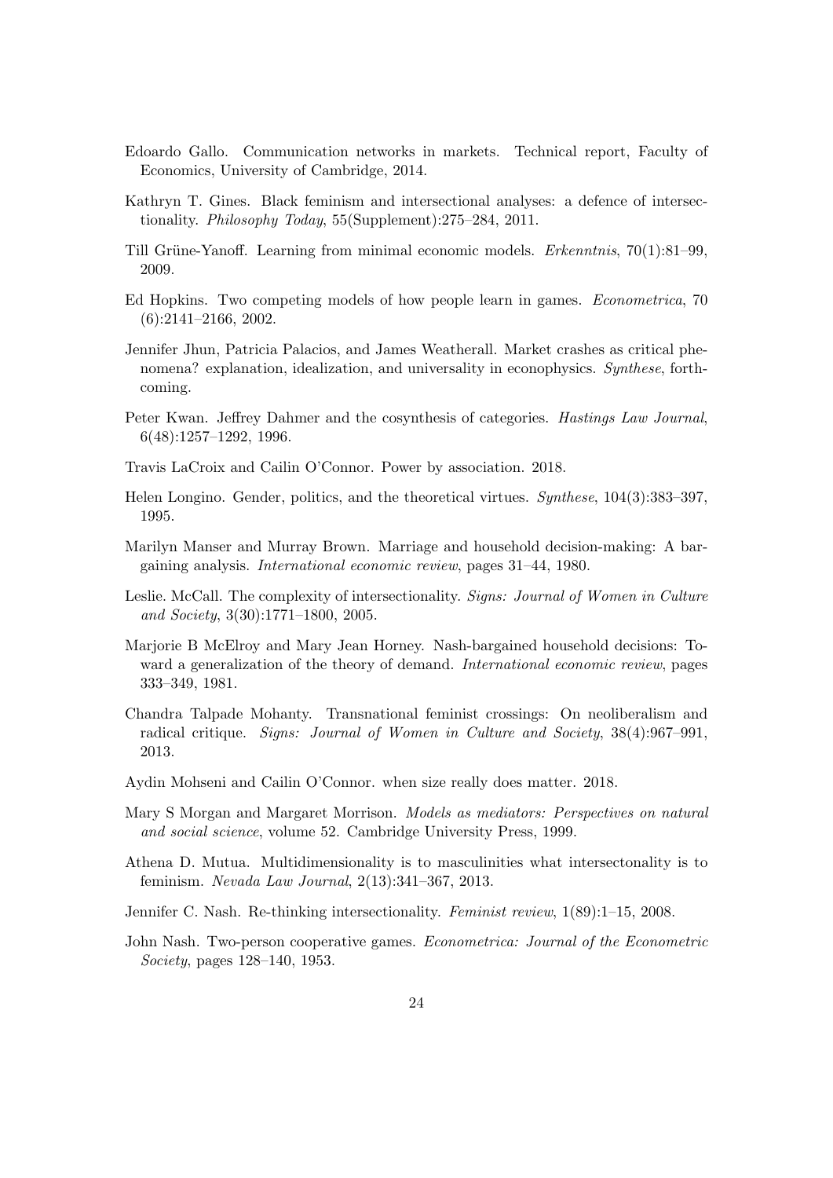Edoardo Gallo. Communication networks in markets. Technical report, Faculty of Economics, University of Cambridge, 2014.

Kathryn T. Gines. Black feminism and intersectional analyses: a defence of intersectionality. *Philosophy Today*, 55(Supplement):275–284, 2011.

Till Grüne-Yanoff. Learning from minimal economic models. *Erkenntnis*, 70(1):81–99, 2009.

Ed Hopkins. Two competing models of how people learn in games. *Econometrica*, 70 (6):2141–2166, 2002.

Jennifer Jhun, Patricia Palacios, and James Weatherall. Market crashes as critical phenomena? explanation, idealization, and universality in econophysics. *Synthese*, forthcoming.

Peter Kwan. Jeffrey Dahmer and the cosynthesis of categories. *Hastings Law Journal*, 6(48):1257–1292, 1996.

Travis LaCroix and Cailin O'Connor. Power by association. 2018.

Helen Longino. Gender, politics, and the theoretical virtues. *Synthese*, 104(3):383–397, 1995.

Marilyn Manser and Murray Brown. Marriage and household decision-making: A bargaining analysis. *International economic review*, pages 31–44, 1980.

Leslie. McCall. The complexity of intersectionality. *Signs: Journal of Women in Culture and Society*, 3(30):1771–1800, 2005.

Marjorie B McElroy and Mary Jean Horney. Nash-bargained household decisions: Toward a generalization of the theory of demand. *International economic review*, pages 333–349, 1981.

Chandra Talpade Mohanty. Transnational feminist crossings: On neoliberalism and radical critique. *Signs: Journal of Women in Culture and Society*, 38(4):967–991, 2013.

Aydin Mohseni and Cailin O'Connor. when size really does matter. 2018.

Mary S Morgan and Margaret Morrison. *Models as mediators: Perspectives on natural and social science*, volume 52. Cambridge University Press, 1999.

Athena D. Mutua. Multidimensionality is to masculinities what intersectonality is to feminism. *Nevada Law Journal*, 2(13):341–367, 2013.

Jennifer C. Nash. Re-thinking intersectionality. *Feminist review*, 1(89):1–15, 2008.

John Nash. Two-person cooperative games. *Econometrica: Journal of the Econometric Society*, pages 128–140, 1953.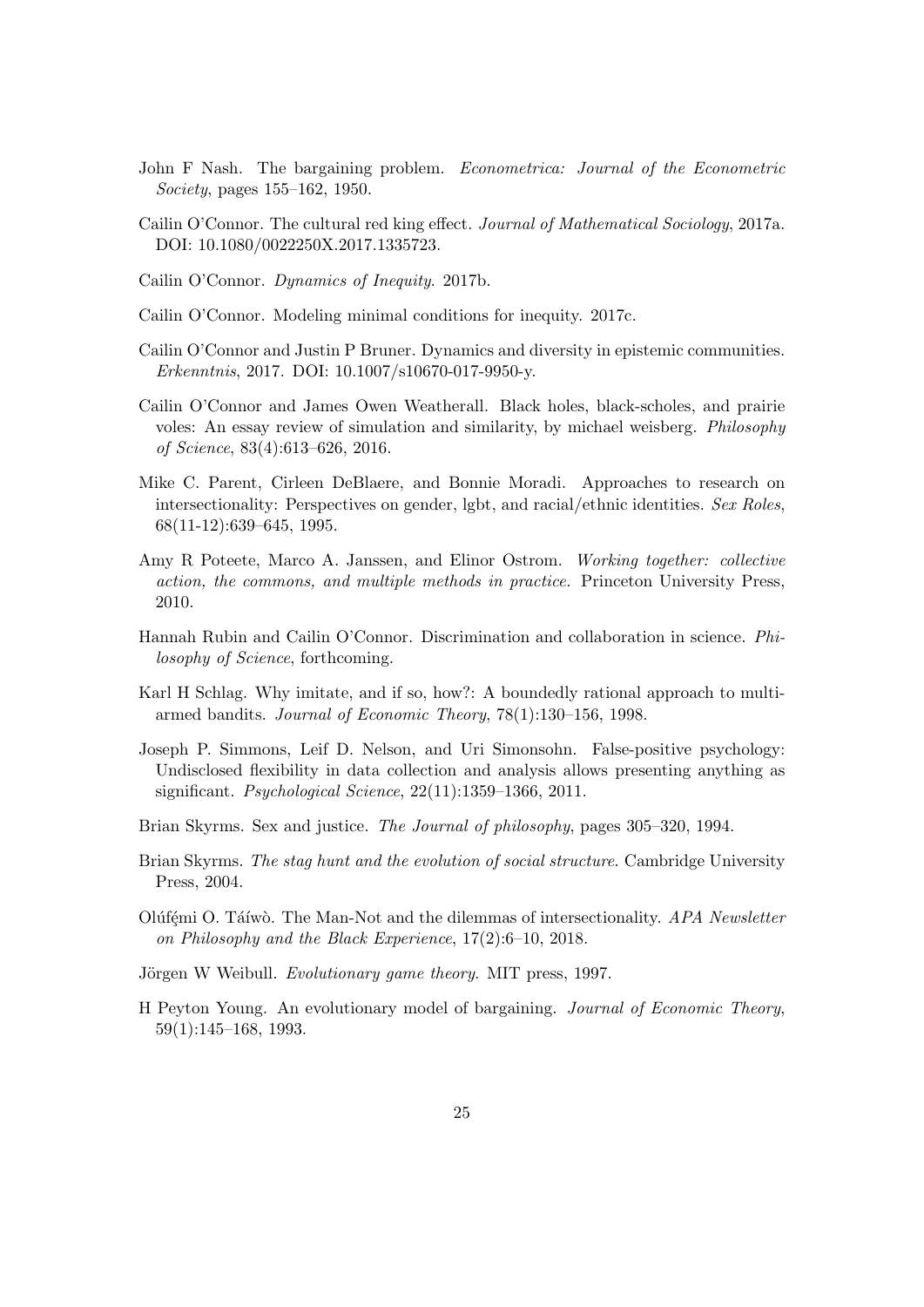John F Nash. The bargaining problem. *Econometrica: Journal of the Econometric Society*, pages 155–162, 1950.

Cailin O'Connor. The cultural red king effect. *Journal of Mathematical Sociology*, 2017a. DOI: 10.1080/0022250X.2017.1335723.

Cailin O'Connor. *Dynamics of Inequity*. 2017b.

Cailin O'Connor. Modeling minimal conditions for inequity. 2017c.

Cailin O'Connor and Justin P Bruner. Dynamics and diversity in epistemic communities. *Erkenntnis*, 2017. DOI: 10.1007/s10670-017-9950-y.

Cailin O'Connor and James Owen Weatherall. Black holes, black-scholes, and prairie voles: An essay review of simulation and similarity, by michael weisberg. *Philosophy of Science*, 83(4):613–626, 2016.

Mike C. Parent, Cirleen DeBlaere, and Bonnie Moradi. Approaches to research on intersectionality: Perspectives on gender, lgbt, and racial/ethnic identities. *Sex Roles*, 68(11-12):639–645, 1995.

Amy R Poteete, Marco A. Janssen, and Elinor Ostrom. *Working together: collective action, the commons, and multiple methods in practice.* Princeton University Press, 2010.

Hannah Rubin and Cailin O'Connor. Discrimination and collaboration in science. *Philosophy of Science*, forthcoming.

Karl H Schlag. Why imitate, and if so, how?: A boundedly rational approach to multi-armed bandits. *Journal of Economic Theory*, 78(1):130–156, 1998.

Joseph P. Simmons, Leif D. Nelson, and Uri Simonsohn. False-positive psychology: Undisclosed flexibility in data collection and analysis allows presenting anything as significant. *Psychological Science*, 22(11):1359–1366, 2011.

Brian Skyrms. Sex and justice. *The Journal of philosophy*, pages 305–320, 1994.

Brian Skyrms. *The stag hunt and the evolution of social structure*. Cambridge University Press, 2004.

Olúfẹ́mi O. Táíwò. The Man-Not and the dilemmas of intersectionality. *APA Newsletter on Philosophy and the Black Experience*, 17(2):6–10, 2018.

Jörgen W Weibull. *Evolutionary game theory*. MIT press, 1997.

H Peyton Young. An evolutionary model of bargaining. *Journal of Economic Theory*, 59(1):145–168, 1993.